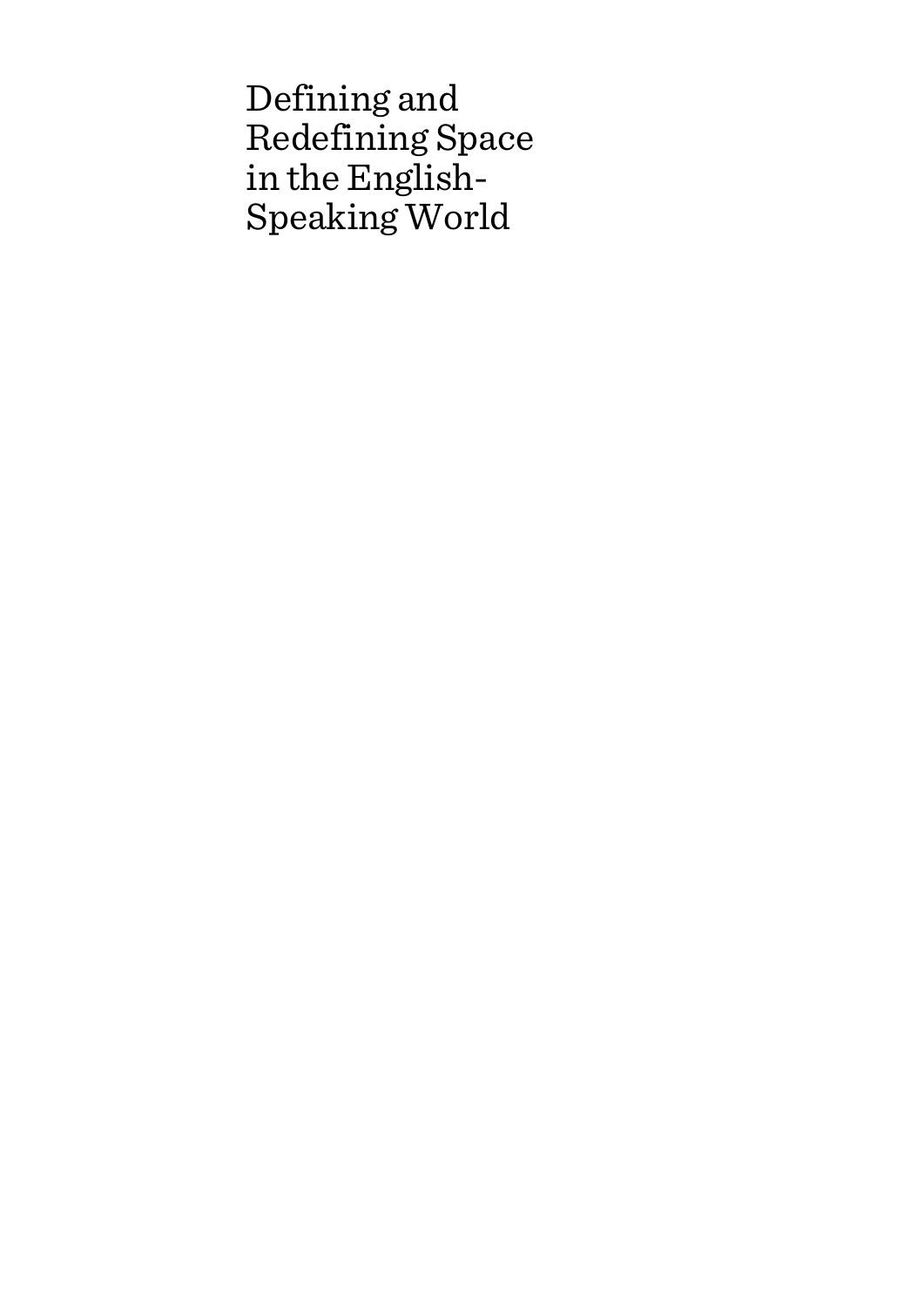# Defining and Redefining Space in the English-Speaking World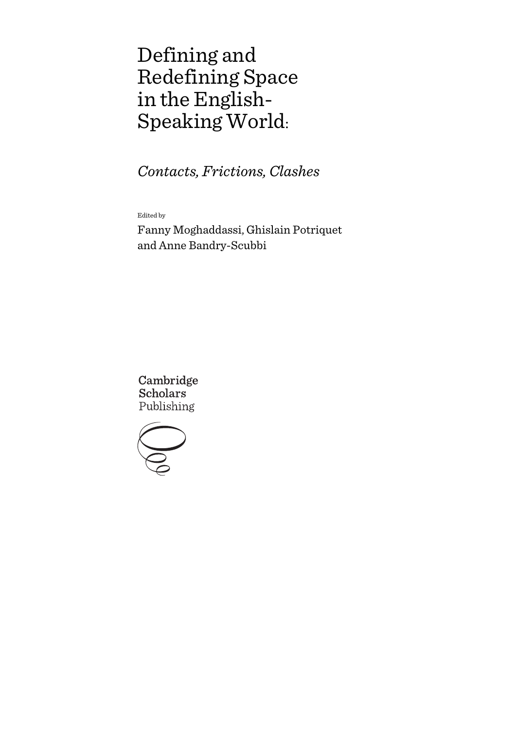# Defining and Redefining Space in the English-Speaking World:

## *Contacts, Frictions, Clashes*

Edited by

Fanny Moghaddassi, Ghislain Potriquet and Anne Bandry-Scubbi

Cambridge Scholars Publishing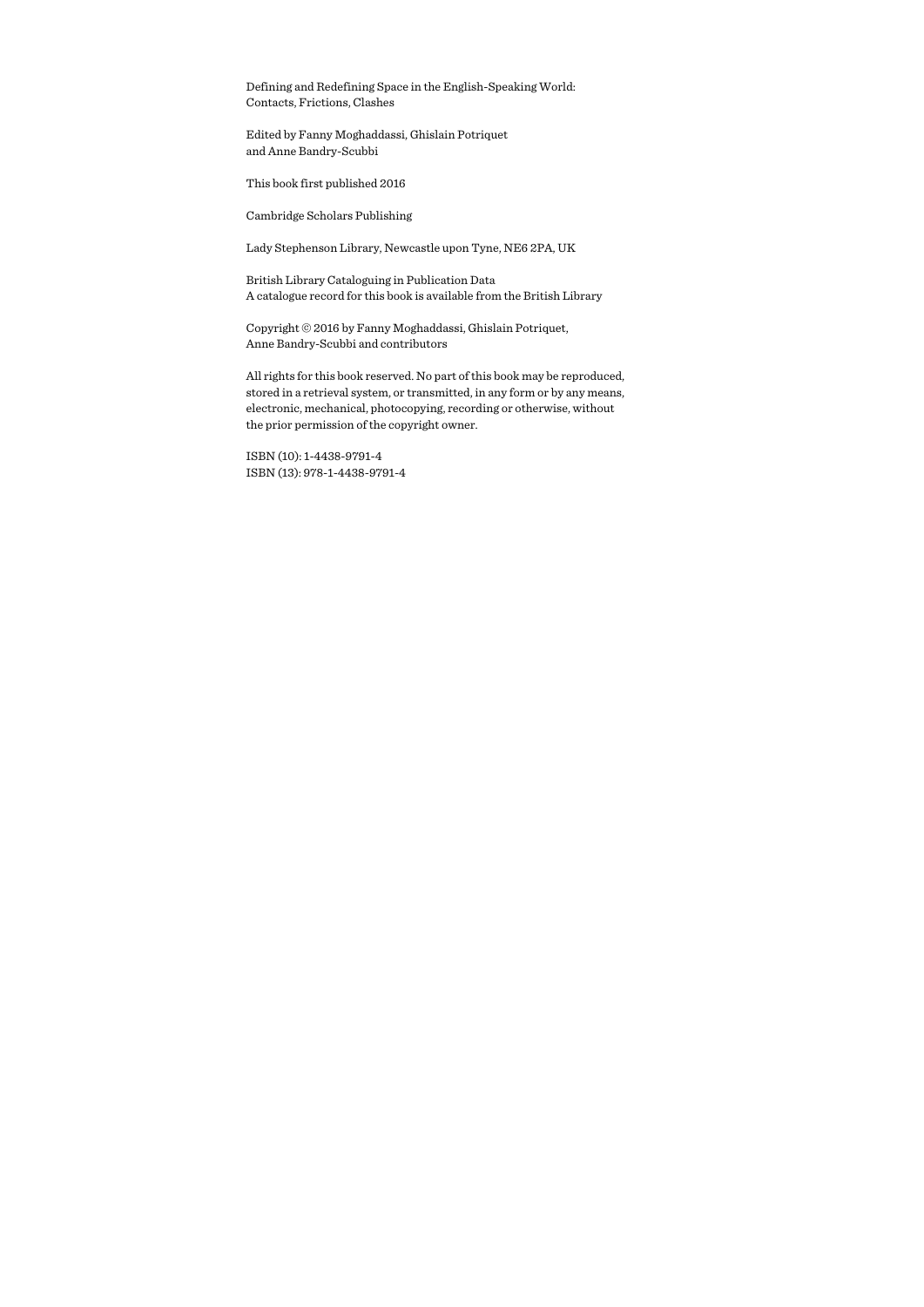Defining and Redefining Space in the English-Speaking World:
Contacts, Frictions, Clashes

Edited by Fanny Moghaddassi, Ghislain Potriquet
and Anne Bandry-Scubbi

This book first published 2016

Cambridge Scholars Publishing

Lady Stephenson Library, Newcastle upon Tyne, NE6 2PA, UK

British Library Cataloguing in Publication Data
A catalogue record for this book is available from the British Library

Copyright © 2016 by Fanny Moghaddassi, Ghislain Potriquet,
Anne Bandry-Scubbi and contributors

All rights for this book reserved. No part of this book may be reproduced, stored in a retrieval system, or transmitted, in any form or by any means, electronic, mechanical, photocopying, recording or otherwise, without the prior permission of the copyright owner.

ISBN (10): 1-4438-9791-4
ISBN (13): 978-1-4438-9791-4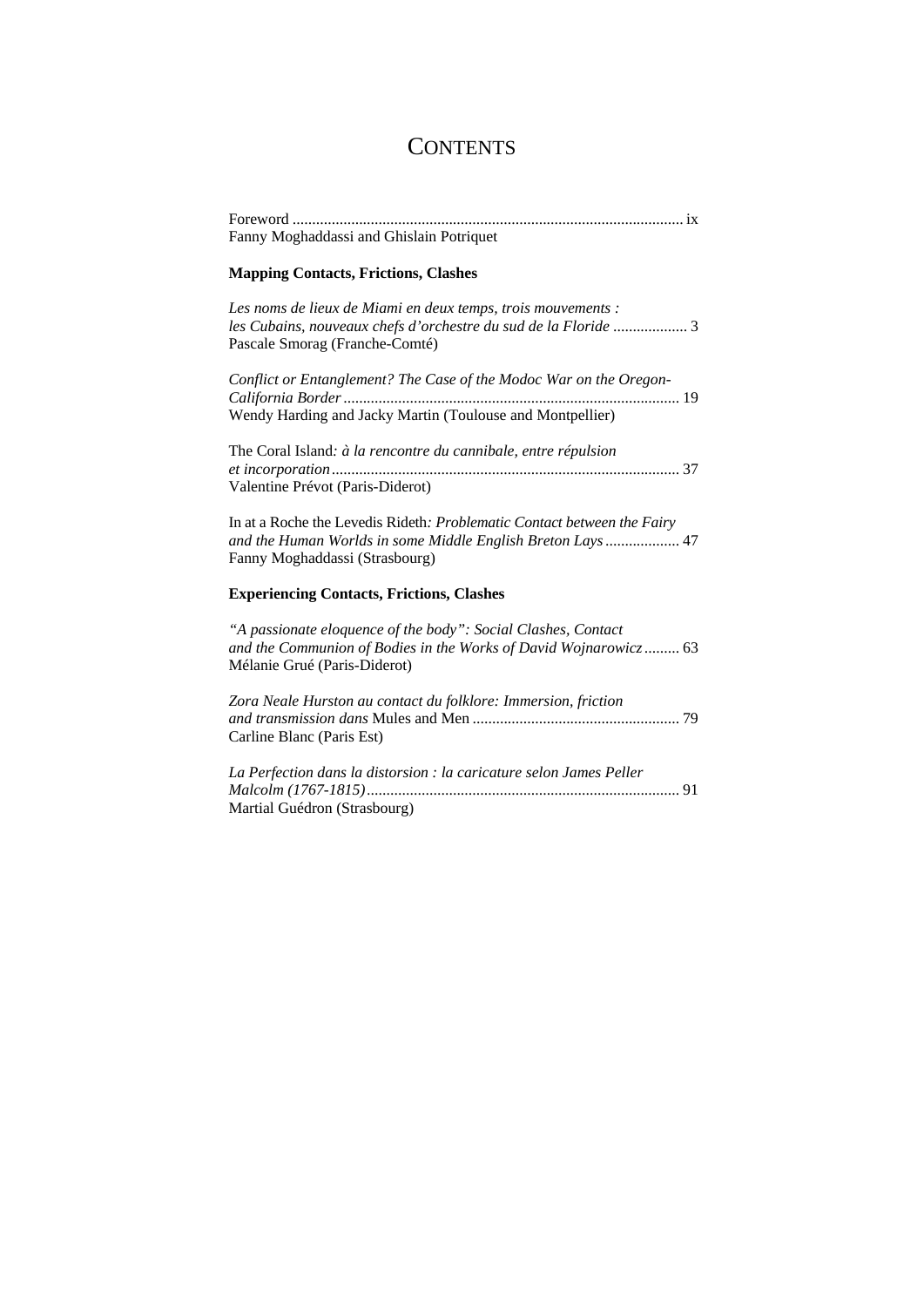# CONTENTS

Foreword .................................................................................................... ix
Fanny Moghaddassi and Ghislain Potriquet

**Mapping Contacts, Frictions, Clashes**

*Les noms de lieux de Miami en deux temps, trois mouvements : les Cubains, nouveaux chefs d'orchestre du sud de la Floride* ................... 3
Pascale Smorag (Franche-Comté)

*Conflict or Entanglement? The Case of the Modoc War on the Oregon-California Border* ...................................................................................... 19
Wendy Harding and Jacky Martin (Toulouse and Montpellier)

The Coral Island*: à la rencontre du cannibale, entre répulsion et incorporation* ........................................................................................ 37
Valentine Prévot (Paris-Diderot)

In at a Roche the Levedis Rideth*: Problematic Contact between the Fairy and the Human Worlds in some Middle English Breton Lays* ................... 47
Fanny Moghaddassi (Strasbourg)

**Experiencing Contacts, Frictions, Clashes**

*"A passionate eloquence of the body": Social Clashes, Contact and the Communion of Bodies in the Works of David Wojnarowicz* ......... 63
Mélanie Grué (Paris-Diderot)

*Zora Neale Hurston au contact du folklore: Immersion, friction and transmission dans* Mules and Men .................................................... 79
Carline Blanc (Paris Est)

*La Perfection dans la distorsion : la caricature selon James Peller Malcolm (1767-1815)* ............................................................................... 91
Martial Guédron (Strasbourg)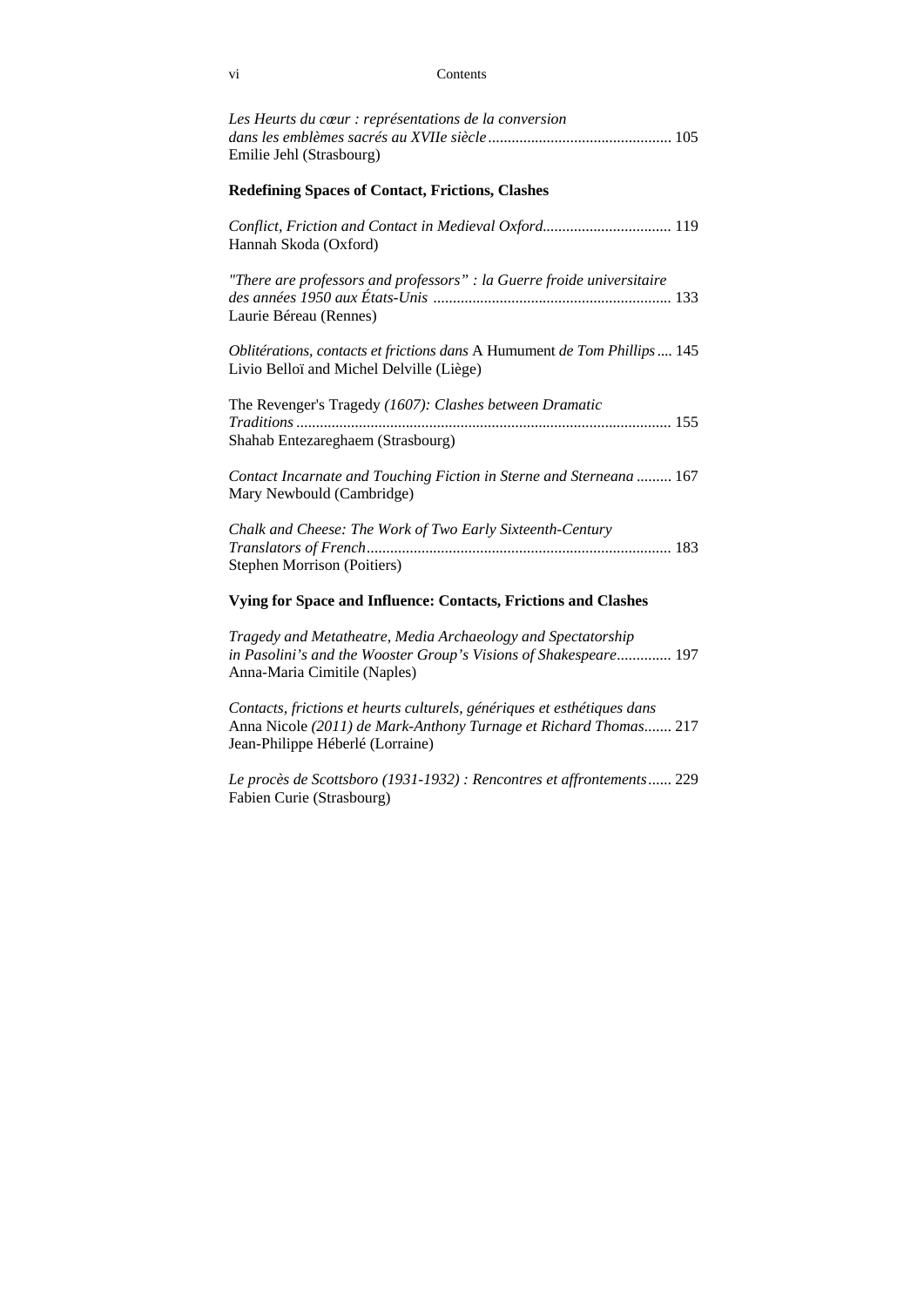*Les Heurts du cœur : représentations de la conversion dans les emblèmes sacrés au XVIIe siècle* ............................................... 105
Emilie Jehl (Strasbourg)

**Redefining Spaces of Contact, Frictions, Clashes**

*Conflict, Friction and Contact in Medieval Oxford*................................. 119
Hannah Skoda (Oxford)

*"There are professors and professors" : la Guerre froide universitaire des années 1950 aux États-Unis* ............................................................ 133
Laurie Béreau (Rennes)

*Oblitérations, contacts et frictions dans* A Humument *de Tom Phillips* .... 145
Livio Belloï and Michel Delville (Liège)

The Revenger's Tragedy *(1607): Clashes between Dramatic Traditions* ............................................................................................... 155
Shahab Entezareghaem (Strasbourg)

*Contact Incarnate and Touching Fiction in Sterne and Sterneana* ......... 167
Mary Newbould (Cambridge)

*Chalk and Cheese: The Work of Two Early Sixteenth-Century Translators of French*............................................................................. 183
Stephen Morrison (Poitiers)

**Vying for Space and Influence: Contacts, Frictions and Clashes**

*Tragedy and Metatheatre, Media Archaeology and Spectatorship in Pasolini's and the Wooster Group's Visions of Shakespeare*.............. 197
Anna-Maria Cimitile (Naples)

*Contacts, frictions et heurts culturels, génériques et esthétiques dans* Anna Nicole *(2011) de Mark-Anthony Turnage et Richard Thomas*....... 217
Jean-Philippe Héberlé (Lorraine)

*Le procès de Scottsboro (1931-1932) : Rencontres et affrontements*...... 229
Fabien Curie (Strasbourg)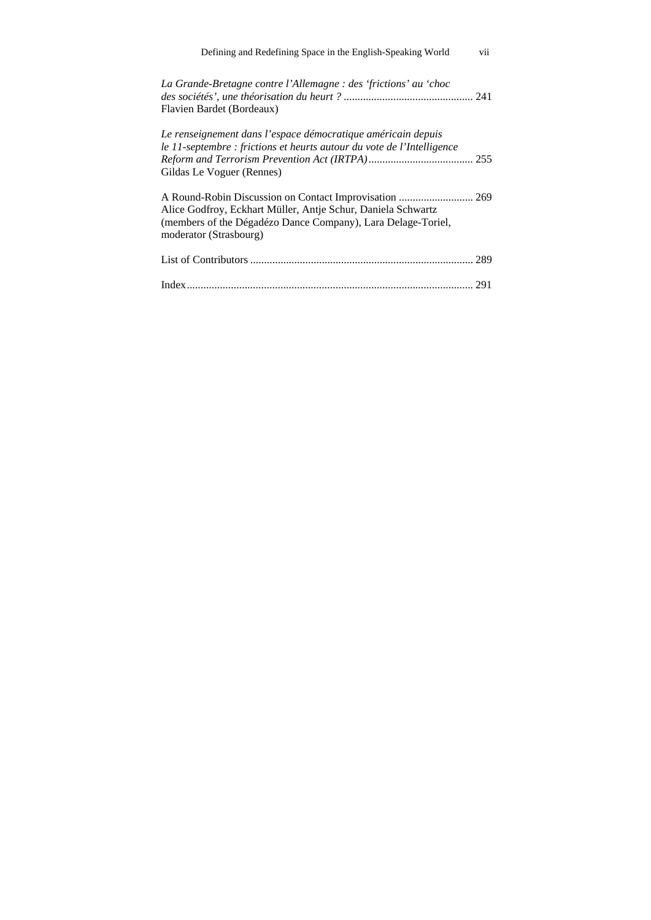*La Grande-Bretagne contre l'Allemagne : des 'frictions' au 'choc des sociétés', une théorisation du heurt ?* ............................................... 241
Flavien Bardet (Bordeaux)

*Le renseignement dans l'espace démocratique américain depuis le 11-septembre : frictions et heurts autour du vote de l'Intelligence Reform and Terrorism Prevention Act (IRTPA)* ...................................... 255
Gildas Le Voguer (Rennes)

A Round-Robin Discussion on Contact Improvisation ........................... 269
Alice Godfroy, Eckhart Müller, Antje Schur, Daniela Schwartz (members of the Dégadézo Dance Company), Lara Delage-Toriel, moderator (Strasbourg)

List of Contributors ................................................................................. 289

Index........................................................................................................ 291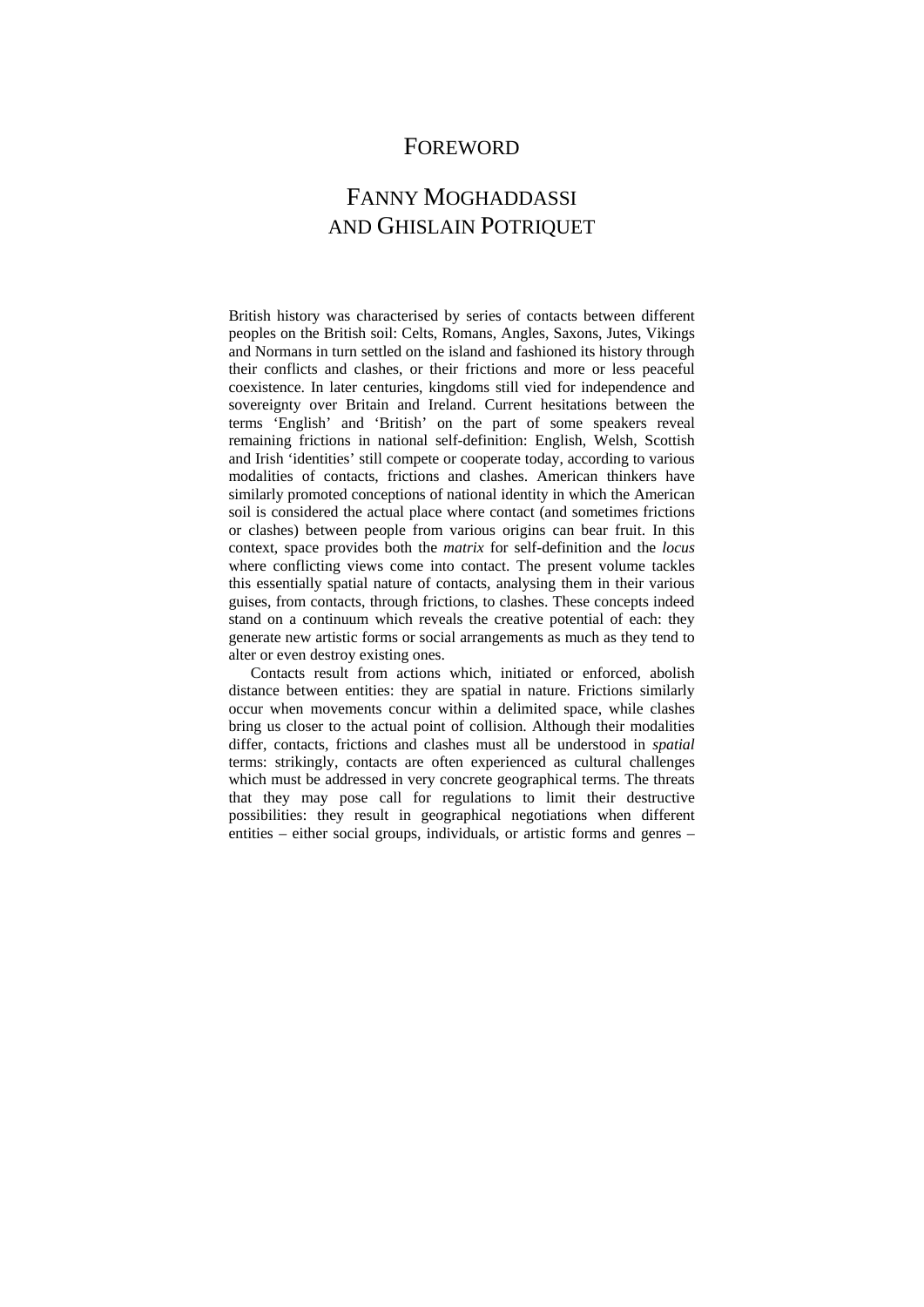# Foreword

## Fanny Moghaddassi and Ghislain Potriquet

British history was characterised by series of contacts between different peoples on the British soil: Celts, Romans, Angles, Saxons, Jutes, Vikings and Normans in turn settled on the island and fashioned its history through their conflicts and clashes, or their frictions and more or less peaceful coexistence. In later centuries, kingdoms still vied for independence and sovereignty over Britain and Ireland. Current hesitations between the terms 'English' and 'British' on the part of some speakers reveal remaining frictions in national self-definition: English, Welsh, Scottish and Irish 'identities' still compete or cooperate today, according to various modalities of contacts, frictions and clashes. American thinkers have similarly promoted conceptions of national identity in which the American soil is considered the actual place where contact (and sometimes frictions or clashes) between people from various origins can bear fruit. In this context, space provides both the *matrix* for self-definition and the *locus* where conflicting views come into contact. The present volume tackles this essentially spatial nature of contacts, analysing them in their various guises, from contacts, through frictions, to clashes. These concepts indeed stand on a continuum which reveals the creative potential of each: they generate new artistic forms or social arrangements as much as they tend to alter or even destroy existing ones.

Contacts result from actions which, initiated or enforced, abolish distance between entities: they are spatial in nature. Frictions similarly occur when movements concur within a delimited space, while clashes bring us closer to the actual point of collision. Although their modalities differ, contacts, frictions and clashes must all be understood in *spatial* terms: strikingly, contacts are often experienced as cultural challenges which must be addressed in very concrete geographical terms. The threats that they may pose call for regulations to limit their destructive possibilities: they result in geographical negotiations when different entities – either social groups, individuals, or artistic forms and genres –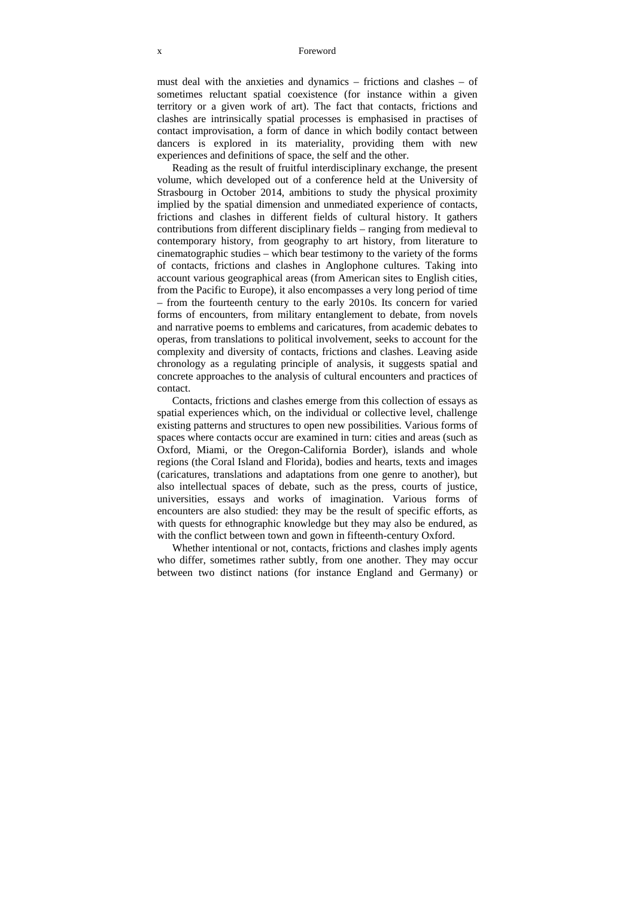must deal with the anxieties and dynamics – frictions and clashes – of sometimes reluctant spatial coexistence (for instance within a given territory or a given work of art). The fact that contacts, frictions and clashes are intrinsically spatial processes is emphasised in practises of contact improvisation, a form of dance in which bodily contact between dancers is explored in its materiality, providing them with new experiences and definitions of space, the self and the other.

Reading as the result of fruitful interdisciplinary exchange, the present volume, which developed out of a conference held at the University of Strasbourg in October 2014, ambitions to study the physical proximity implied by the spatial dimension and unmediated experience of contacts, frictions and clashes in different fields of cultural history. It gathers contributions from different disciplinary fields – ranging from medieval to contemporary history, from geography to art history, from literature to cinematographic studies – which bear testimony to the variety of the forms of contacts, frictions and clashes in Anglophone cultures. Taking into account various geographical areas (from American sites to English cities, from the Pacific to Europe), it also encompasses a very long period of time – from the fourteenth century to the early 2010s. Its concern for varied forms of encounters, from military entanglement to debate, from novels and narrative poems to emblems and caricatures, from academic debates to operas, from translations to political involvement, seeks to account for the complexity and diversity of contacts, frictions and clashes. Leaving aside chronology as a regulating principle of analysis, it suggests spatial and concrete approaches to the analysis of cultural encounters and practices of contact.

Contacts, frictions and clashes emerge from this collection of essays as spatial experiences which, on the individual or collective level, challenge existing patterns and structures to open new possibilities. Various forms of spaces where contacts occur are examined in turn: cities and areas (such as Oxford, Miami, or the Oregon-California Border), islands and whole regions (the Coral Island and Florida), bodies and hearts, texts and images (caricatures, translations and adaptations from one genre to another), but also intellectual spaces of debate, such as the press, courts of justice, universities, essays and works of imagination. Various forms of encounters are also studied: they may be the result of specific efforts, as with quests for ethnographic knowledge but they may also be endured, as with the conflict between town and gown in fifteenth-century Oxford.

Whether intentional or not, contacts, frictions and clashes imply agents who differ, sometimes rather subtly, from one another. They may occur between two distinct nations (for instance England and Germany) or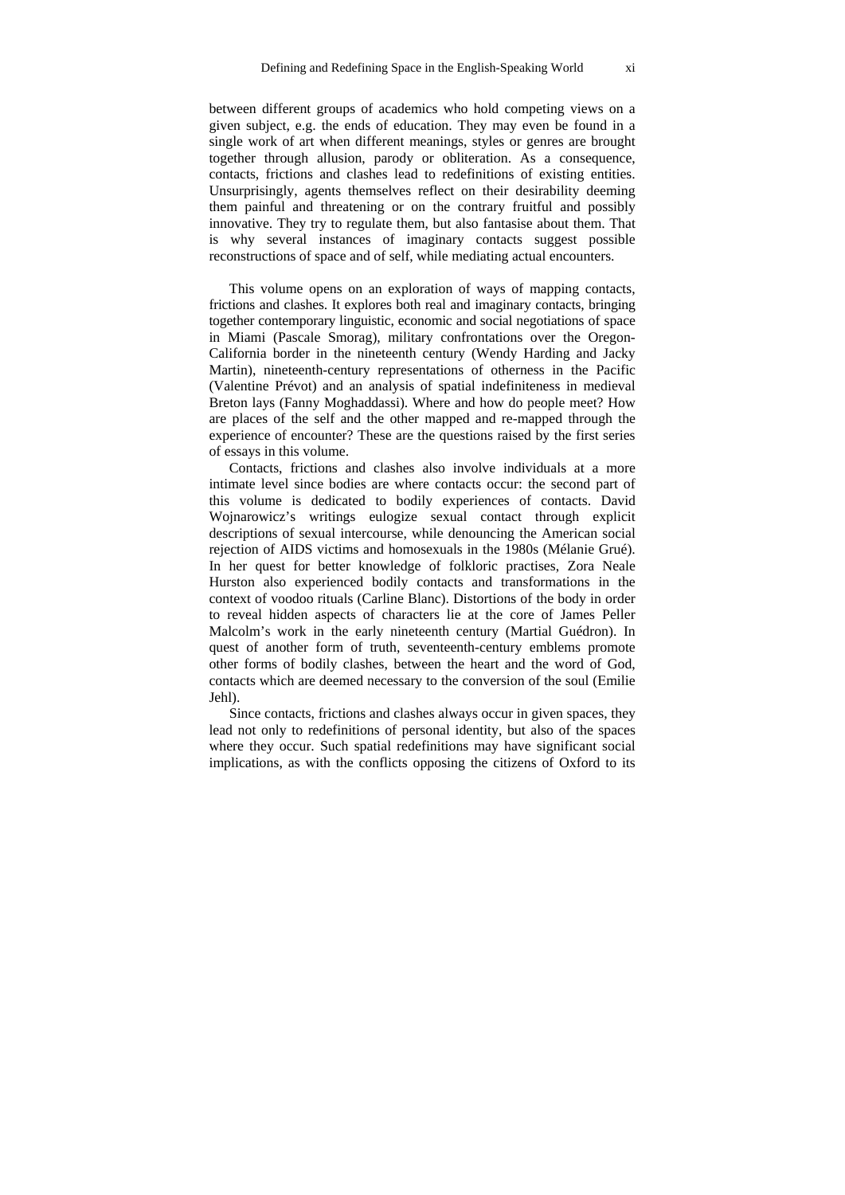between different groups of academics who hold competing views on a given subject, e.g. the ends of education. They may even be found in a single work of art when different meanings, styles or genres are brought together through allusion, parody or obliteration. As a consequence, contacts, frictions and clashes lead to redefinitions of existing entities. Unsurprisingly, agents themselves reflect on their desirability deeming them painful and threatening or on the contrary fruitful and possibly innovative. They try to regulate them, but also fantasise about them. That is why several instances of imaginary contacts suggest possible reconstructions of space and of self, while mediating actual encounters.

This volume opens on an exploration of ways of mapping contacts, frictions and clashes. It explores both real and imaginary contacts, bringing together contemporary linguistic, economic and social negotiations of space in Miami (Pascale Smorag), military confrontations over the Oregon-California border in the nineteenth century (Wendy Harding and Jacky Martin), nineteenth-century representations of otherness in the Pacific (Valentine Prévot) and an analysis of spatial indefiniteness in medieval Breton lays (Fanny Moghaddassi). Where and how do people meet? How are places of the self and the other mapped and re-mapped through the experience of encounter? These are the questions raised by the first series of essays in this volume.

Contacts, frictions and clashes also involve individuals at a more intimate level since bodies are where contacts occur: the second part of this volume is dedicated to bodily experiences of contacts. David Wojnarowicz's writings eulogize sexual contact through explicit descriptions of sexual intercourse, while denouncing the American social rejection of AIDS victims and homosexuals in the 1980s (Mélanie Grué). In her quest for better knowledge of folkloric practises, Zora Neale Hurston also experienced bodily contacts and transformations in the context of voodoo rituals (Carline Blanc). Distortions of the body in order to reveal hidden aspects of characters lie at the core of James Peller Malcolm's work in the early nineteenth century (Martial Guédron). In quest of another form of truth, seventeenth-century emblems promote other forms of bodily clashes, between the heart and the word of God, contacts which are deemed necessary to the conversion of the soul (Emilie Jehl).

Since contacts, frictions and clashes always occur in given spaces, they lead not only to redefinitions of personal identity, but also of the spaces where they occur. Such spatial redefinitions may have significant social implications, as with the conflicts opposing the citizens of Oxford to its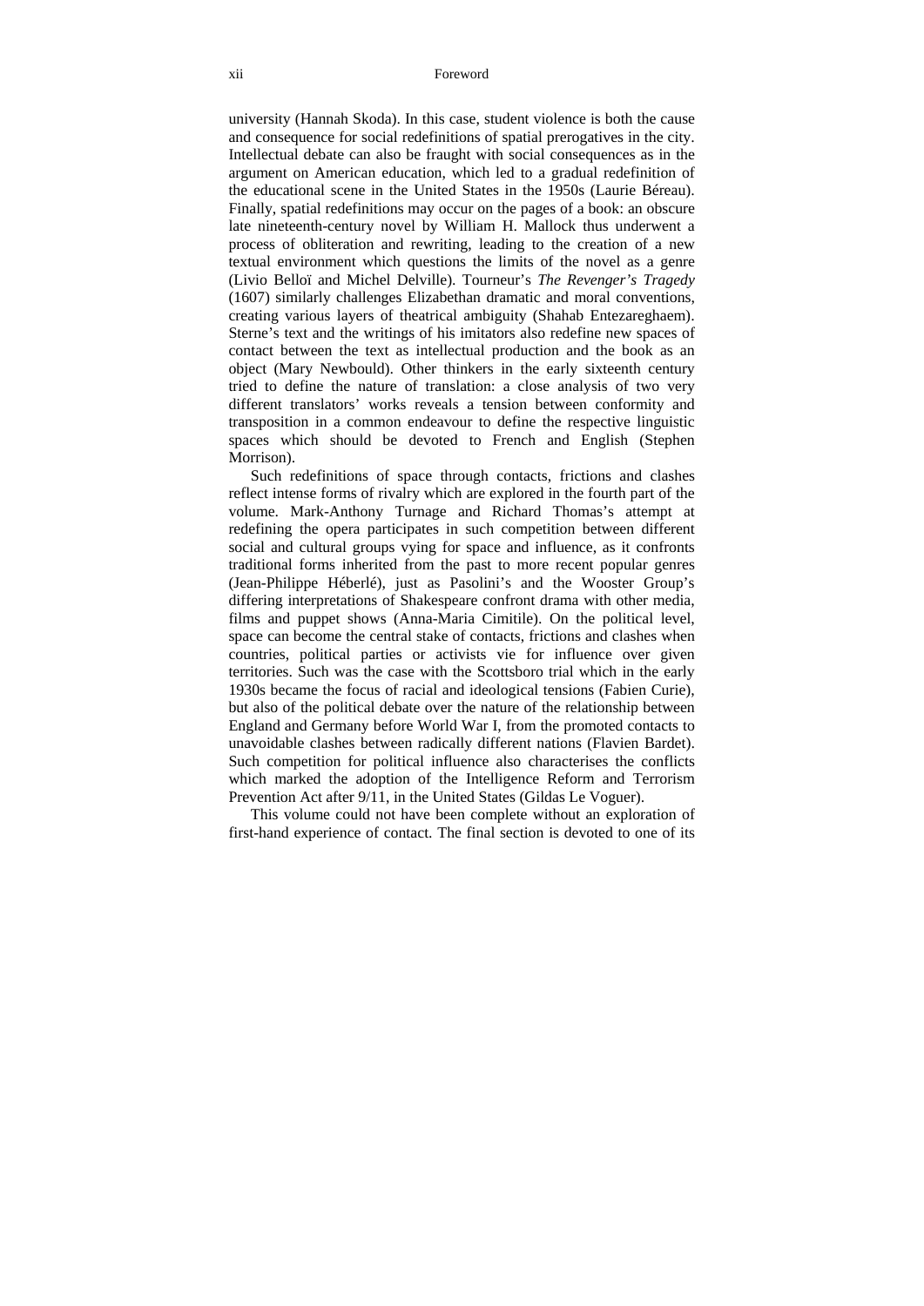university (Hannah Skoda). In this case, student violence is both the cause and consequence for social redefinitions of spatial prerogatives in the city. Intellectual debate can also be fraught with social consequences as in the argument on American education, which led to a gradual redefinition of the educational scene in the United States in the 1950s (Laurie Béreau). Finally, spatial redefinitions may occur on the pages of a book: an obscure late nineteenth-century novel by William H. Mallock thus underwent a process of obliteration and rewriting, leading to the creation of a new textual environment which questions the limits of the novel as a genre (Livio Belloï and Michel Delville). Tourneur's *The Revenger's Tragedy* (1607) similarly challenges Elizabethan dramatic and moral conventions, creating various layers of theatrical ambiguity (Shahab Entezareghaem). Sterne's text and the writings of his imitators also redefine new spaces of contact between the text as intellectual production and the book as an object (Mary Newbould). Other thinkers in the early sixteenth century tried to define the nature of translation: a close analysis of two very different translators' works reveals a tension between conformity and transposition in a common endeavour to define the respective linguistic spaces which should be devoted to French and English (Stephen Morrison).

Such redefinitions of space through contacts, frictions and clashes reflect intense forms of rivalry which are explored in the fourth part of the volume. Mark-Anthony Turnage and Richard Thomas's attempt at redefining the opera participates in such competition between different social and cultural groups vying for space and influence, as it confronts traditional forms inherited from the past to more recent popular genres (Jean-Philippe Héberlé), just as Pasolini's and the Wooster Group's differing interpretations of Shakespeare confront drama with other media, films and puppet shows (Anna-Maria Cimitile). On the political level, space can become the central stake of contacts, frictions and clashes when countries, political parties or activists vie for influence over given territories. Such was the case with the Scottsboro trial which in the early 1930s became the focus of racial and ideological tensions (Fabien Curie), but also of the political debate over the nature of the relationship between England and Germany before World War I, from the promoted contacts to unavoidable clashes between radically different nations (Flavien Bardet). Such competition for political influence also characterises the conflicts which marked the adoption of the Intelligence Reform and Terrorism Prevention Act after 9/11, in the United States (Gildas Le Voguer).

This volume could not have been complete without an exploration of first-hand experience of contact. The final section is devoted to one of its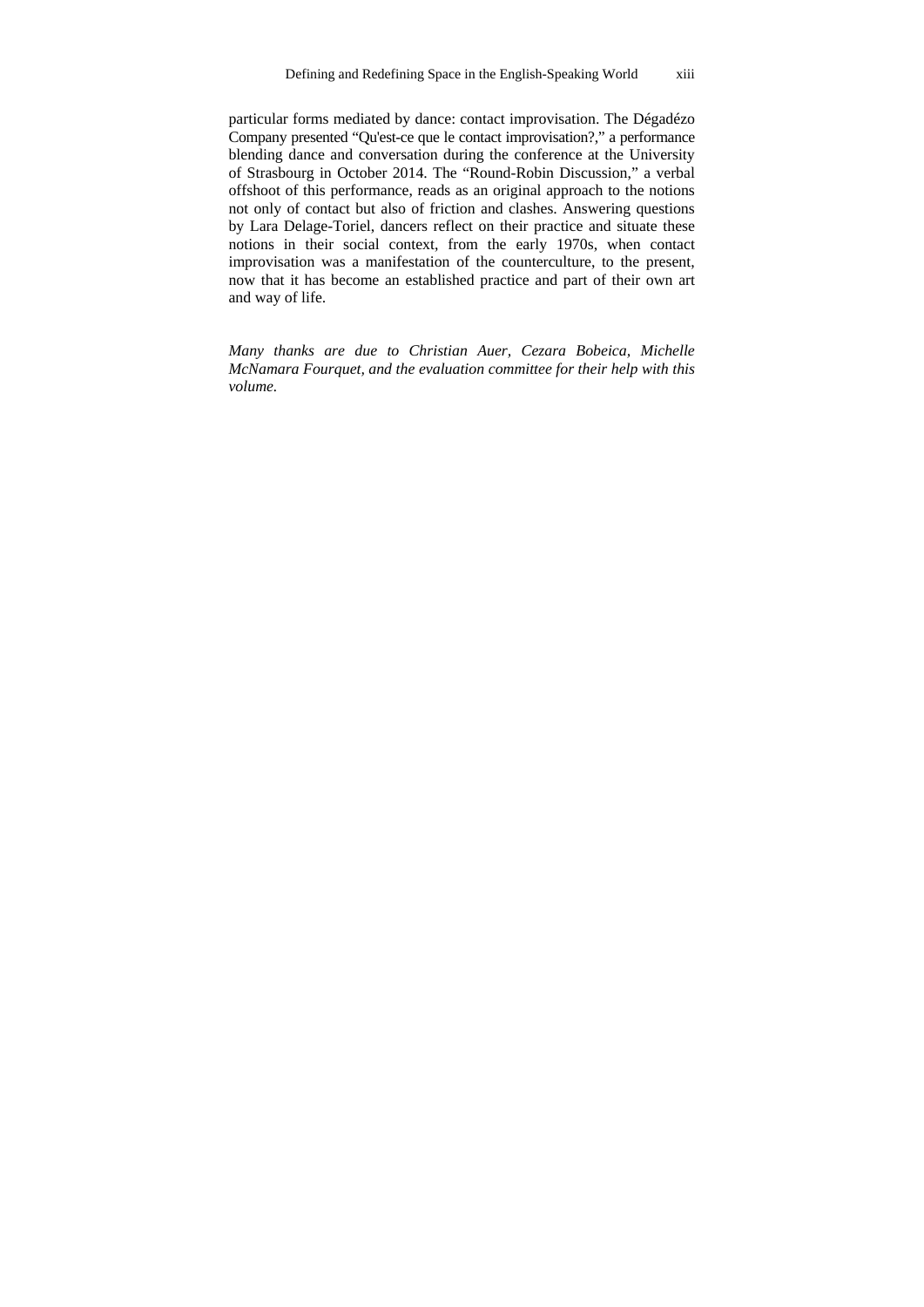particular forms mediated by dance: contact improvisation. The Dégadézo Company presented "Qu'est-ce que le contact improvisation?," a performance blending dance and conversation during the conference at the University of Strasbourg in October 2014. The "Round-Robin Discussion," a verbal offshoot of this performance, reads as an original approach to the notions not only of contact but also of friction and clashes. Answering questions by Lara Delage-Toriel, dancers reflect on their practice and situate these notions in their social context, from the early 1970s, when contact improvisation was a manifestation of the counterculture, to the present, now that it has become an established practice and part of their own art and way of life.

*Many thanks are due to Christian Auer, Cezara Bobeica, Michelle McNamara Fourquet, and the evaluation committee for their help with this volume.*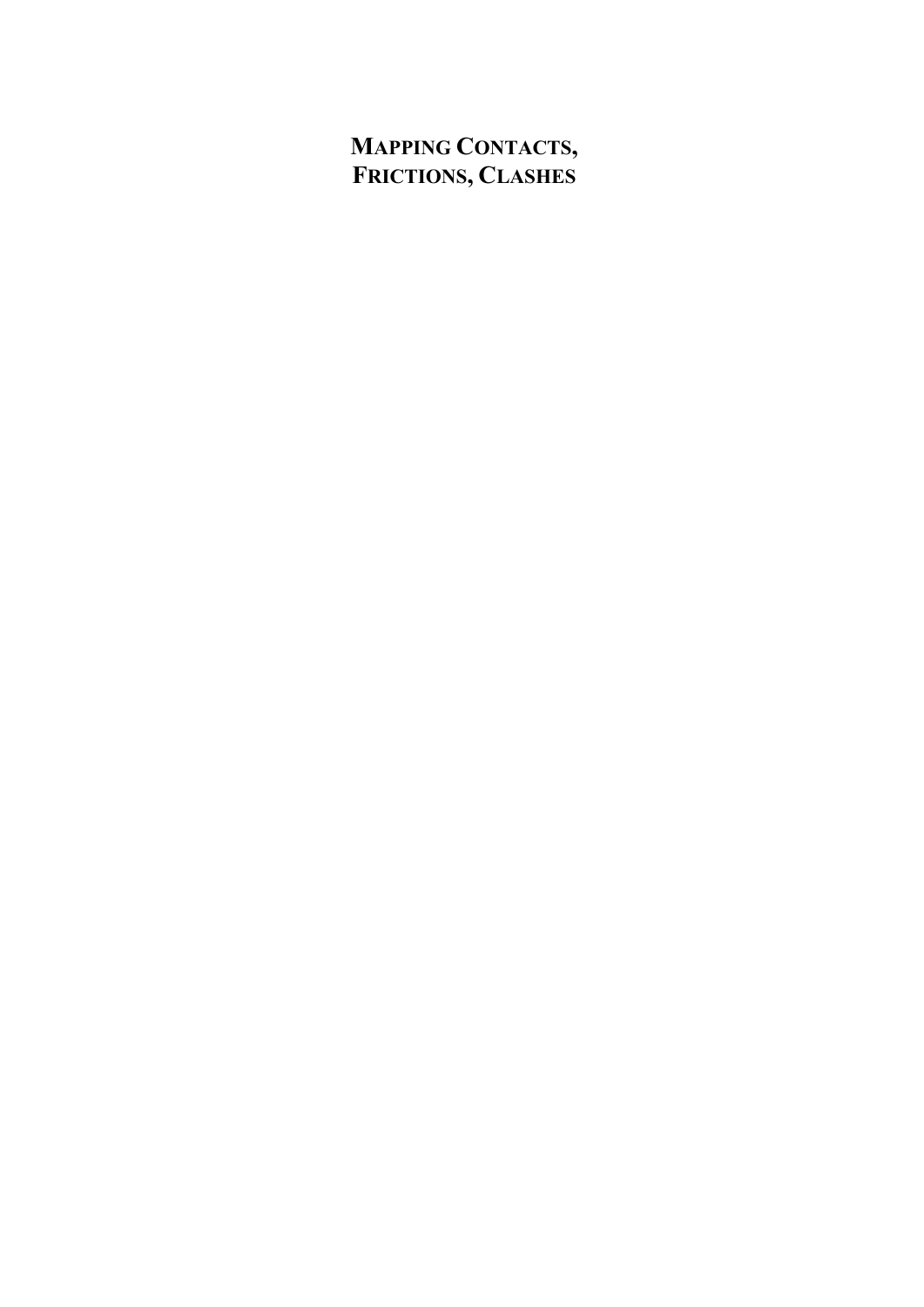# MAPPING CONTACTS, FRICTIONS, CLASHES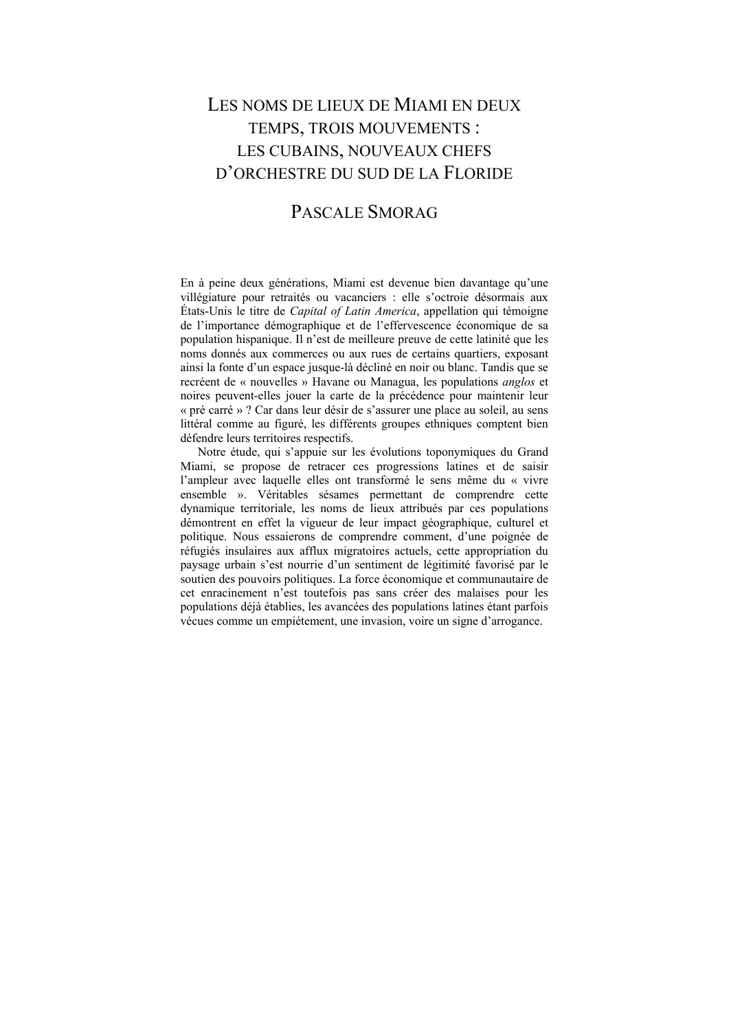# LES NOMS DE LIEUX DE MIAMI EN DEUX TEMPS, TROIS MOUVEMENTS : LES CUBAINS, NOUVEAUX CHEFS D'ORCHESTRE DU SUD DE LA FLORIDE

## PASCALE SMORAG

En à peine deux générations, Miami est devenue bien davantage qu'une villégiature pour retraités ou vacanciers : elle s'octroie désormais aux États-Unis le titre de *Capital of Latin America*, appellation qui témoigne de l'importance démographique et de l'effervescence économique de sa population hispanique. Il n'est de meilleure preuve de cette latinité que les noms donnés aux commerces ou aux rues de certains quartiers, exposant ainsi la fonte d'un espace jusque-là décliné en noir ou blanc. Tandis que se recréent de « nouvelles » Havane ou Managua, les populations *anglos* et noires peuvent-elles jouer la carte de la précédence pour maintenir leur « pré carré » ? Car dans leur désir de s'assurer une place au soleil, au sens littéral comme au figuré, les différents groupes ethniques comptent bien défendre leurs territoires respectifs.

Notre étude, qui s'appuie sur les évolutions toponymiques du Grand Miami, se propose de retracer ces progressions latines et de saisir l'ampleur avec laquelle elles ont transformé le sens même du « vivre ensemble ». Véritables sésames permettant de comprendre cette dynamique territoriale, les noms de lieux attribués par ces populations démontrent en effet la vigueur de leur impact géographique, culturel et politique. Nous essaierons de comprendre comment, d'une poignée de réfugiés insulaires aux afflux migratoires actuels, cette appropriation du paysage urbain s'est nourrie d'un sentiment de légitimité favorisé par le soutien des pouvoirs politiques. La force économique et communautaire de cet enracinement n'est toutefois pas sans créer des malaises pour les populations déjà établies, les avancées des populations latines étant parfois vécues comme un empiétement, une invasion, voire un signe d'arrogance.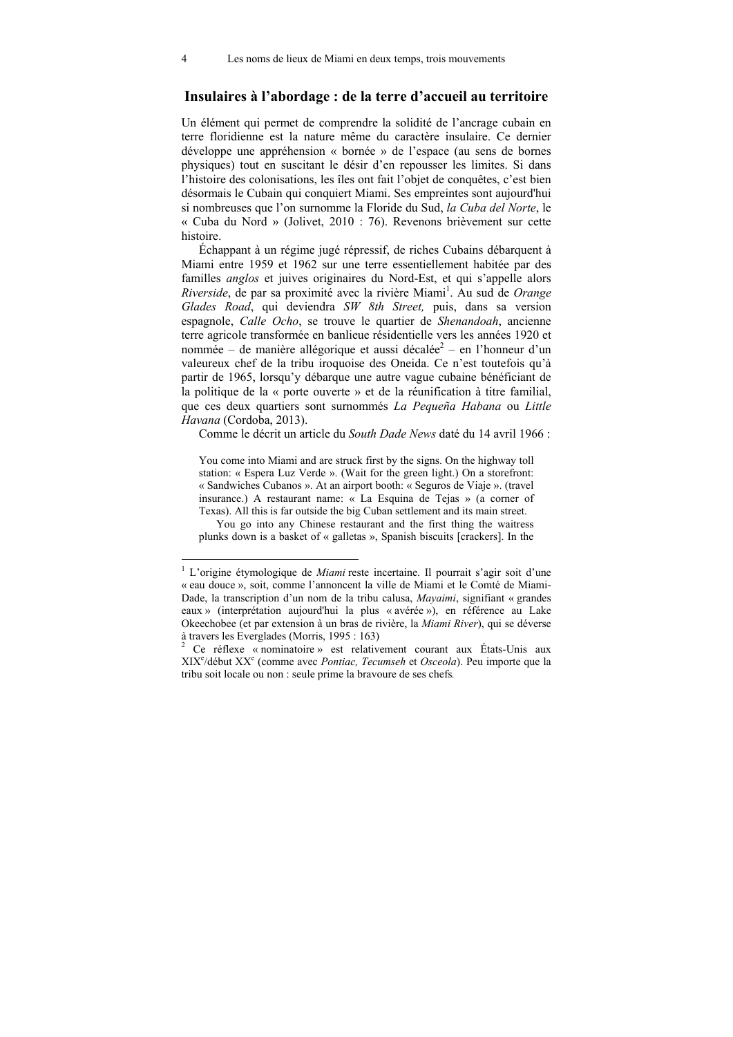## Insulaires à l'abordage : de la terre d'accueil au territoire

Un élément qui permet de comprendre la solidité de l'ancrage cubain en terre floridienne est la nature même du caractère insulaire. Ce dernier développe une appréhension « bornée » de l'espace (au sens de bornes physiques) tout en suscitant le désir d'en repousser les limites. Si dans l'histoire des colonisations, les îles ont fait l'objet de conquêtes, c'est bien désormais le Cubain qui conquiert Miami. Ses empreintes sont aujourd'hui si nombreuses que l'on surnomme la Floride du Sud, *la Cuba del Norte*, le « Cuba du Nord » (Jolivet, 2010 : 76). Revenons brièvement sur cette histoire.

Échappant à un régime jugé répressif, de riches Cubains débarquent à Miami entre 1959 et 1962 sur une terre essentiellement habitée par des familles *anglos* et juives originaires du Nord-Est, et qui s'appelle alors *Riverside*, de par sa proximité avec la rivière Miami[1]. Au sud de *Orange Glades Road*, qui deviendra *SW 8th Street,* puis, dans sa version espagnole, *Calle Ocho*, se trouve le quartier de *Shenandoah*, ancienne terre agricole transformée en banlieue résidentielle vers les années 1920 et nommée – de manière allégorique et aussi décalée[2] – en l'honneur d'un valeureux chef de la tribu iroquoise des Oneida. Ce n'est toutefois qu'à partir de 1965, lorsqu'y débarque une autre vague cubaine bénéficiant de la politique de la « porte ouverte » et de la réunification à titre familial, que ces deux quartiers sont surnommés *La Pequeña Habana* ou *Little Havana* (Cordoba, 2013).

Comme le décrit un article du *South Dade News* daté du 14 avril 1966 :

> You come into Miami and are struck first by the signs. On the highway toll station: « Espera Luz Verde ». (Wait for the green light.) On a storefront: « Sandwiches Cubanos ». At an airport booth: « Seguros de Viaje ». (travel insurance.) A restaurant name: « La Esquina de Tejas » (a corner of Texas). All this is far outside the big Cuban settlement and its main street.
>
> You go into any Chinese restaurant and the first thing the waitress plunks down is a basket of « galletas », Spanish biscuits [crackers]. In the

---

[1] L'origine étymologique de *Miami* reste incertaine. Il pourrait s'agir soit d'une « eau douce », soit, comme l'annoncent la ville de Miami et le Comté de Miami-Dade, la transcription d'un nom de la tribu calusa, *Mayaimi*, signifiant « grandes eaux » (interprétation aujourd'hui la plus « avérée »), en référence au Lake Okeechobee (et par extension à un bras de rivière, la *Miami River*), qui se déverse à travers les Everglades (Morris, 1995 : 163)

[2] Ce réflexe « nominatoire » est relativement courant aux États-Unis aux XIX^e^/début XX^e^ (comme avec *Pontiac, Tecumseh* et *Osceola*). Peu importe que la tribu soit locale ou non : seule prime la bravoure de ses chefs.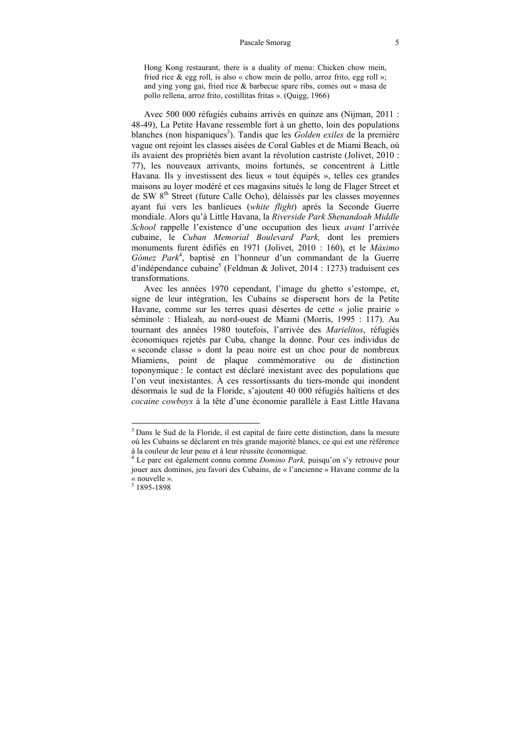> Hong Kong restaurant, there is a duality of menu: Chicken chow mein, fried rice & egg roll, is also « chow mein de pollo, arroz frito, egg roll »; and ying yong gai, fried rice & barbecue spare ribs, comes out « masa de pollo rellena, arroz frito, costillitas fritas ». (Quigg, 1966)

Avec 500 000 réfugiés cubains arrivés en quinze ans (Nijman, 2011 : 48-49), La Petite Havane ressemble fort à un ghetto, loin des populations blanches (non hispaniques[3]). Tandis que les *Golden exiles* de la première vague ont rejoint les classes aisées de Coral Gables et de Miami Beach, où ils avaient des propriétés bien avant la révolution castriste (Jolivet, 2010 : 77), les nouveaux arrivants, moins fortunés, se concentrent à Little Havana. Ils y investissent des lieux « tout équipés », telles ces grandes maisons au loyer modéré et ces magasins situés le long de Flager Street et de SW 8th Street (future Calle Ocho), délaissés par les classes moyennes ayant fui vers les banlieues (*white flight*) après la Seconde Guerre mondiale. Alors qu'à Little Havana, la *Riverside Park Shenandoah Middle School* rappelle l'existence d'une occupation des lieux *avant* l'arrivée cubaine, le *Cuban Memorial Boulevard Park,* dont les premiers monuments furent édifiés en 1971 (Jolivet, 2010 : 160), et le *Máximo Gómez Park*[4], baptisé en l'honneur d'un commandant de la Guerre d'indépendance cubaine[5] (Feldman & Jolivet, 2014 : 1273) traduisent ces transformations.

Avec les années 1970 cependant, l'image du ghetto s'estompe, et, signe de leur intégration, les Cubains se dispersent hors de la Petite Havane, comme sur les terres quasi désertes de cette « jolie prairie » séminole : Hialeah, au nord-ouest de Miami (Morris, 1995 : 117). Au tournant des années 1980 toutefois, l'arrivée des *Marielitos*, réfugiés économiques rejetés par Cuba, change la donne. Pour ces individus de « seconde classe » dont la peau noire est un choc pour de nombreux Miamiens, point de plaque commémorative ou de distinction toponymique : le contact est déclaré inexistant avec des populations que l'on veut inexistantes. À ces ressortissants du tiers-monde qui inondent désormais le sud de la Floride, s'ajoutent 40 000 réfugiés haïtiens et des *cocaine cowboys* à la tête d'une économie parallèle à East Little Havana

---

[3] Dans le Sud de la Floride, il est capital de faire cette distinction, dans la mesure où les Cubains se déclarent en très grande majorité blancs, ce qui est une référence à la couleur de leur peau et à leur réussite économique.

[4] Le parc est également connu comme *Domino Park,* puisqu'on s'y retrouve pour jouer aux dominos, jeu favori des Cubains, de « l'ancienne » Havane comme de la « nouvelle ».

[5] 1895-1898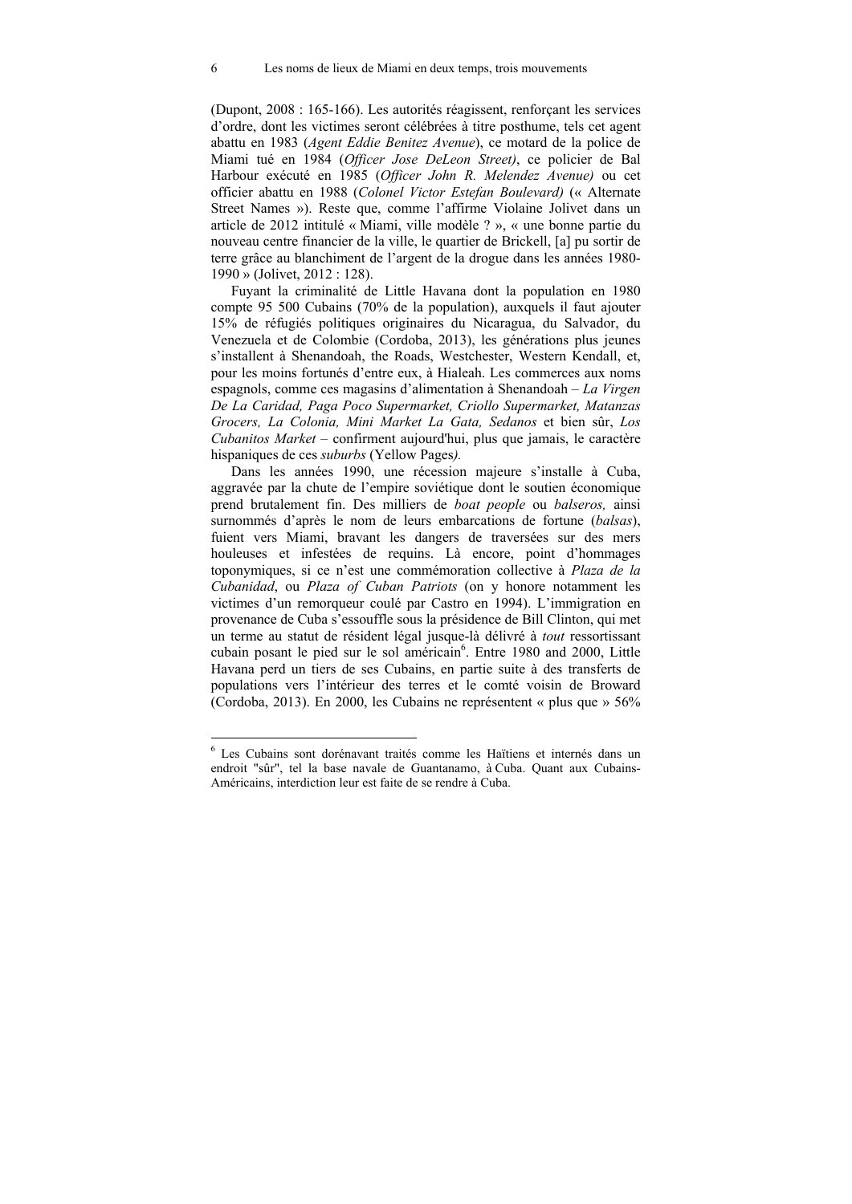(Dupont, 2008 : 165-166). Les autorités réagissent, renforçant les services d'ordre, dont les victimes seront célébrées à titre posthume, tels cet agent abattu en 1983 (*Agent Eddie Benitez Avenue*), ce motard de la police de Miami tué en 1984 (*Officer Jose DeLeon Street)*, ce policier de Bal Harbour exécuté en 1985 (*Officer John R. Melendez Avenue)* ou cet officier abattu en 1988 (*Colonel Victor Estefan Boulevard)* (« Alternate Street Names »). Reste que, comme l'affirme Violaine Jolivet dans un article de 2012 intitulé « Miami, ville modèle ? », « une bonne partie du nouveau centre financier de la ville, le quartier de Brickell, [a] pu sortir de terre grâce au blanchiment de l'argent de la drogue dans les années 1980-1990 » (Jolivet, 2012 : 128).

Fuyant la criminalité de Little Havana dont la population en 1980 compte 95 500 Cubains (70% de la population), auxquels il faut ajouter 15% de réfugiés politiques originaires du Nicaragua, du Salvador, du Venezuela et de Colombie (Cordoba, 2013), les générations plus jeunes s'installent à Shenandoah, the Roads, Westchester, Western Kendall, et, pour les moins fortunés d'entre eux, à Hialeah. Les commerces aux noms espagnols, comme ces magasins d'alimentation à Shenandoah – *La Virgen De La Caridad, Paga Poco Supermarket, Criollo Supermarket, Matanzas Grocers, La Colonia, Mini Market La Gata, Sedanos* et bien sûr, *Los Cubanitos Market* – confirment aujourd'hui, plus que jamais, le caractère hispaniques de ces *suburbs* (Yellow Pages*).*

Dans les années 1990, une récession majeure s'installe à Cuba, aggravée par la chute de l'empire soviétique dont le soutien économique prend brutalement fin. Des milliers de *boat people* ou *balseros,* ainsi surnommés d'après le nom de leurs embarcations de fortune (*balsas*), fuient vers Miami, bravant les dangers de traversées sur des mers houleuses et infestées de requins. Là encore, point d'hommages toponymiques, si ce n'est une commémoration collective à *Plaza de la Cubanidad*, ou *Plaza of Cuban Patriots* (on y honore notamment les victimes d'un remorqueur coulé par Castro en 1994). L'immigration en provenance de Cuba s'essouffle sous la présidence de Bill Clinton, qui met un terme au statut de résident légal jusque-là délivré à *tout* ressortissant cubain posant le pied sur le sol américain[6]. Entre 1980 and 2000, Little Havana perd un tiers de ses Cubains, en partie suite à des transferts de populations vers l'intérieur des terres et le comté voisin de Broward (Cordoba, 2013). En 2000, les Cubains ne représentent « plus que » 56%

---

[6] Les Cubains sont dorénavant traités comme les Haïtiens et internés dans un endroit "sûr", tel la base navale de Guantanamo, à Cuba. Quant aux Cubains-Américains, interdiction leur est faite de se rendre à Cuba.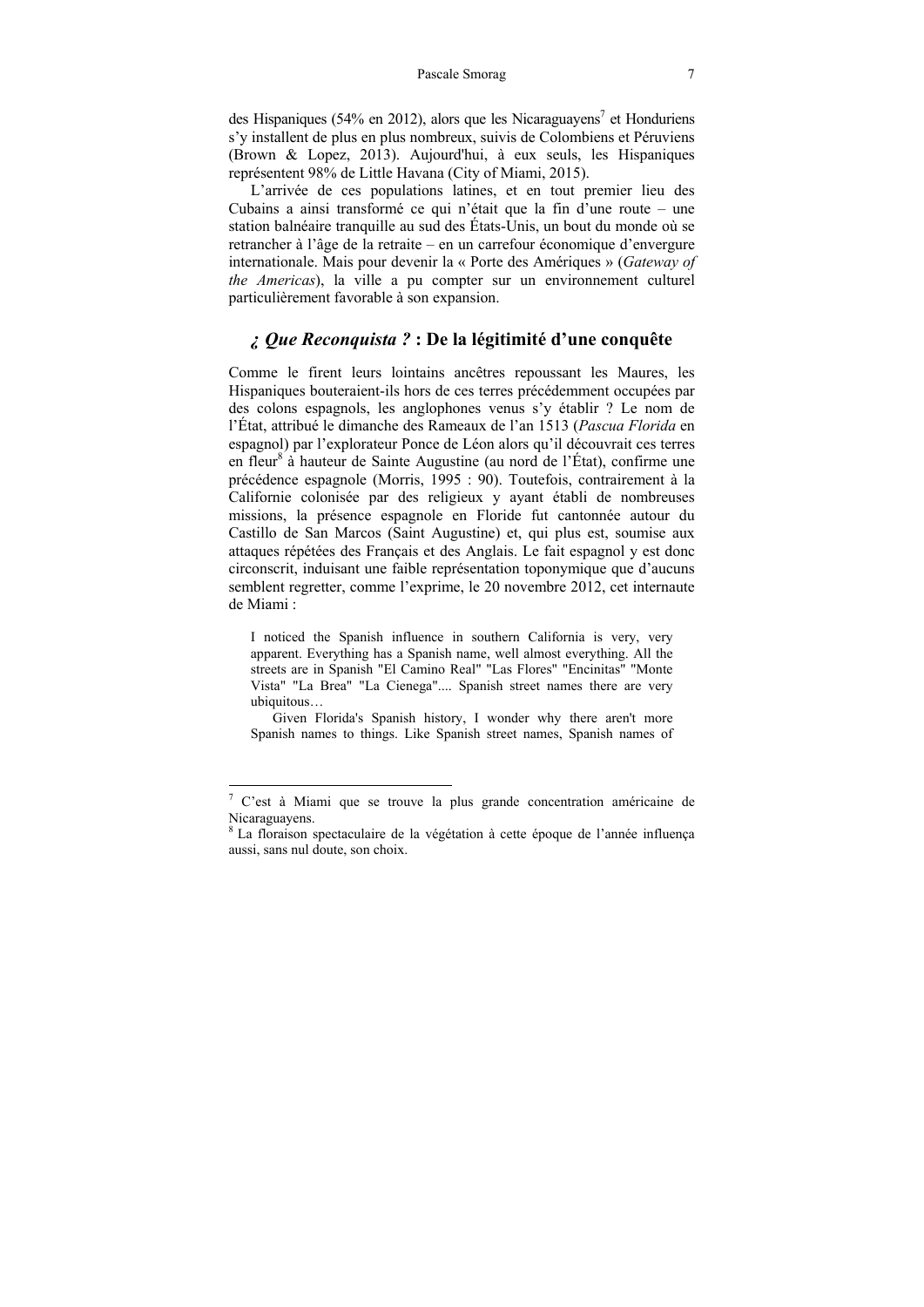des Hispaniques (54% en 2012), alors que les Nicaraguayens[7] et Honduriens s'y installent de plus en plus nombreux, suivis de Colombiens et Péruviens (Brown & Lopez, 2013). Aujourd'hui, à eux seuls, les Hispaniques représentent 98% de Little Havana (City of Miami, 2015).

L'arrivée de ces populations latines, et en tout premier lieu des Cubains a ainsi transformé ce qui n'était que la fin d'une route – une station balnéaire tranquille au sud des États-Unis, un bout du monde où se retrancher à l'âge de la retraite – en un carrefour économique d'envergure internationale. Mais pour devenir la « Porte des Amériques » (*Gateway of the Americas*), la ville a pu compter sur un environnement culturel particulièrement favorable à son expansion.

## *¿ Que Reconquista ?* : De la légitimité d'une conquête

Comme le firent leurs lointains ancêtres repoussant les Maures, les Hispaniques bouteraient-ils hors de ces terres précédemment occupées par des colons espagnols, les anglophones venus s'y établir ? Le nom de l'État, attribué le dimanche des Rameaux de l'an 1513 (*Pascua Florida* en espagnol) par l'explorateur Ponce de Léon alors qu'il découvrait ces terres en fleur[8] à hauteur de Sainte Augustine (au nord de l'État), confirme une précédence espagnole (Morris, 1995 : 90). Toutefois, contrairement à la Californie colonisée par des religieux y ayant établi de nombreuses missions, la présence espagnole en Floride fut cantonnée autour du Castillo de San Marcos (Saint Augustine) et, qui plus est, soumise aux attaques répétées des Français et des Anglais. Le fait espagnol y est donc circonscrit, induisant une faible représentation toponymique que d'aucuns semblent regretter, comme l'exprime, le 20 novembre 2012, cet internaute de Miami :

> I noticed the Spanish influence in southern California is very, very apparent. Everything has a Spanish name, well almost everything. All the streets are in Spanish "El Camino Real" "Las Flores" "Encinitas" "Monte Vista" "La Brea" "La Cienega".... Spanish street names there are very ubiquitous…
>
> Given Florida's Spanish history, I wonder why there aren't more Spanish names to things. Like Spanish street names, Spanish names of

---

[7] C'est à Miami que se trouve la plus grande concentration américaine de Nicaraguayens.

[8] La floraison spectaculaire de la végétation à cette époque de l'année influença aussi, sans nul doute, son choix.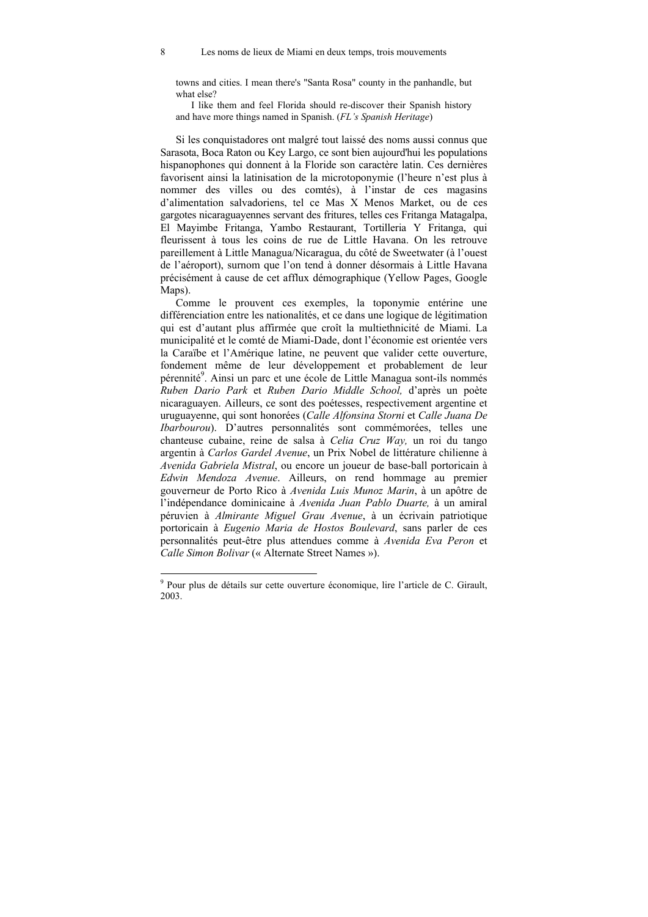> towns and cities. I mean there's "Santa Rosa" county in the panhandle, but what else?
>
> I like them and feel Florida should re-discover their Spanish history and have more things named in Spanish. (*FL's Spanish Heritage*)

Si les conquistadores ont malgré tout laissé des noms aussi connus que Sarasota, Boca Raton ou Key Largo, ce sont bien aujourd'hui les populations hispanophones qui donnent à la Floride son caractère latin. Ces dernières favorisent ainsi la latinisation de la microtoponymie (l'heure n'est plus à nommer des villes ou des comtés), à l'instar de ces magasins d'alimentation salvadoriens, tel ce Mas X Menos Market, ou de ces gargotes nicaraguayennes servant des fritures, telles ces Fritanga Matagalpa, El Mayimbe Fritanga, Yambo Restaurant, Tortilleria Y Fritanga, qui fleurissent à tous les coins de rue de Little Havana. On les retrouve pareillement à Little Managua/Nicaragua, du côté de Sweetwater (à l'ouest de l'aéroport), surnom que l'on tend à donner désormais à Little Havana précisément à cause de cet afflux démographique (Yellow Pages, Google Maps).

Comme le prouvent ces exemples, la toponymie entérine une différenciation entre les nationalités, et ce dans une logique de légitimation qui est d'autant plus affirmée que croît la multiethnicité de Miami. La municipalité et le comté de Miami-Dade, dont l'économie est orientée vers la Caraïbe et l'Amérique latine, ne peuvent que valider cette ouverture, fondement même de leur développement et probablement de leur pérennité[9]. Ainsi un parc et une école de Little Managua sont-ils nommés *Ruben Dario Park* et *Ruben Dario Middle School,* d'après un poète nicaraguayen. Ailleurs, ce sont des poétesses, respectivement argentine et uruguayenne, qui sont honorées (*Calle Alfonsina Storni* et *Calle Juana De Ibarbourou*). D'autres personnalités sont commémorées, telles une chanteuse cubaine, reine de salsa à *Celia Cruz Way,* un roi du tango argentin à *Carlos Gardel Avenue*, un Prix Nobel de littérature chilienne à *Avenida Gabriela Mistral*, ou encore un joueur de base-ball portoricain à *Edwin Mendoza Avenue*. Ailleurs, on rend hommage au premier gouverneur de Porto Rico à *Avenida Luis Munoz Marin*, à un apôtre de l'indépendance dominicaine à *Avenida Juan Pablo Duarte,* à un amiral péruvien à *Almirante Miguel Grau Avenue*, à un écrivain patriotique portoricain à *Eugenio Maria de Hostos Boulevard*, sans parler de ces personnalités peut-être plus attendues comme à *Avenida Eva Peron* et *Calle Simon Bolivar* (« Alternate Street Names »).

---

[9] Pour plus de détails sur cette ouverture économique, lire l'article de C. Girault, 2003.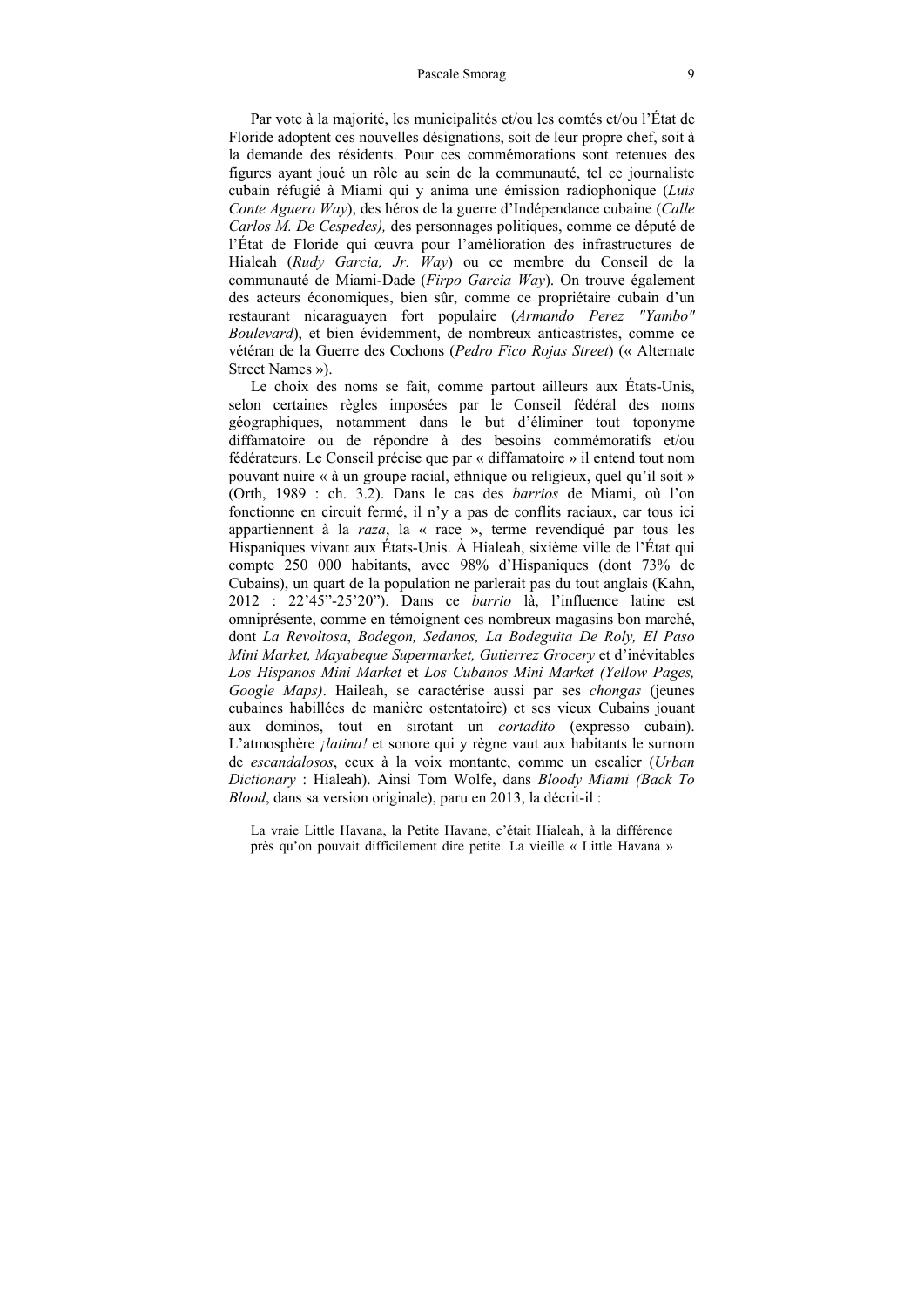Par vote à la majorité, les municipalités et/ou les comtés et/ou l'État de Floride adoptent ces nouvelles désignations, soit de leur propre chef, soit à la demande des résidents. Pour ces commémorations sont retenues des figures ayant joué un rôle au sein de la communauté, tel ce journaliste cubain réfugié à Miami qui y anima une émission radiophonique (*Luis Conte Aguero Way*), des héros de la guerre d'Indépendance cubaine (*Calle Carlos M. De Cespedes),* des personnages politiques, comme ce député de l'État de Floride qui œuvra pour l'amélioration des infrastructures de Hialeah (*Rudy Garcia, Jr. Way*) ou ce membre du Conseil de la communauté de Miami-Dade (*Firpo Garcia Way*). On trouve également des acteurs économiques, bien sûr, comme ce propriétaire cubain d'un restaurant nicaraguayen fort populaire (*Armando Perez "Yambo" Boulevard*), et bien évidemment, de nombreux anticastristes, comme ce vétéran de la Guerre des Cochons (*Pedro Fico Rojas Street*) (« Alternate Street Names »).

Le choix des noms se fait, comme partout ailleurs aux États-Unis, selon certaines règles imposées par le Conseil fédéral des noms géographiques, notamment dans le but d'éliminer tout toponyme diffamatoire ou de répondre à des besoins commémoratifs et/ou fédérateurs. Le Conseil précise que par « diffamatoire » il entend tout nom pouvant nuire « à un groupe racial, ethnique ou religieux, quel qu'il soit » (Orth, 1989 : ch. 3.2). Dans le cas des *barrios* de Miami, où l'on fonctionne en circuit fermé, il n'y a pas de conflits raciaux, car tous ici appartiennent à la *raza*, la « race », terme revendiqué par tous les Hispaniques vivant aux États-Unis. À Hialeah, sixième ville de l'État qui compte 250 000 habitants, avec 98% d'Hispaniques (dont 73% de Cubains), un quart de la population ne parlerait pas du tout anglais (Kahn, 2012 : 22'45"-25'20"). Dans ce *barrio* là, l'influence latine est omniprésente, comme en témoignent ces nombreux magasins bon marché, dont *La Revoltosa*, *Bodegon, Sedanos, La Bodeguita De Roly, El Paso Mini Market, Mayabeque Supermarket, Gutierrez Grocery* et d'inévitables *Los Hispanos Mini Market* et *Los Cubanos Mini Market (Yellow Pages, Google Maps)*. Haileah, se caractérise aussi par ses *chongas* (jeunes cubaines habillées de manière ostentatoire) et ses vieux Cubains jouant aux dominos, tout en sirotant un *cortadito* (expresso cubain). L'atmosphère *¡latina!* et sonore qui y règne vaut aux habitants le surnom de *escandalosos*, ceux à la voix montante, comme un escalier (*Urban Dictionary* : Hialeah). Ainsi Tom Wolfe, dans *Bloody Miami (Back To Blood*, dans sa version originale), paru en 2013, la décrit-il :

> La vraie Little Havana, la Petite Havane, c'était Hialeah, à la différence près qu'on pouvait difficilement dire petite. La vieille « Little Havana »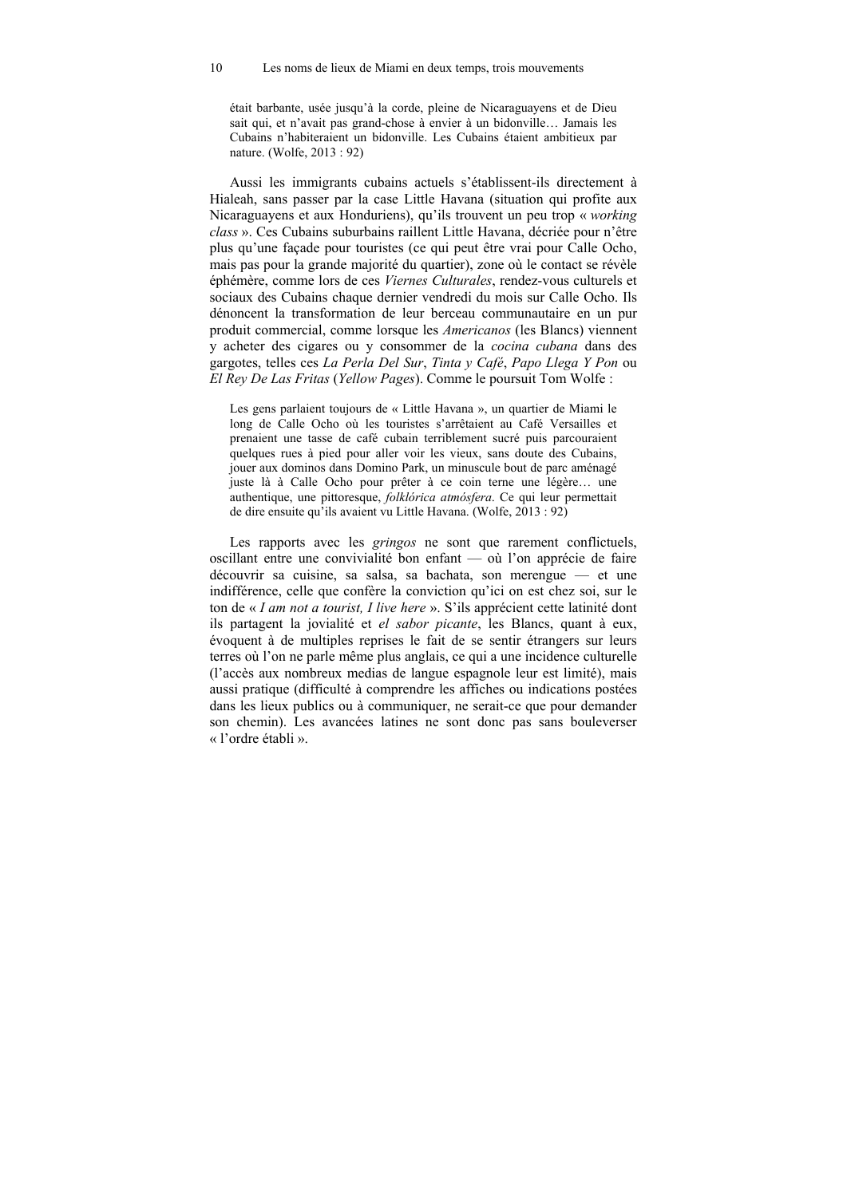> était barbante, usée jusqu'à la corde, pleine de Nicaraguayens et de Dieu sait qui, et n'avait pas grand-chose à envier à un bidonville… Jamais les Cubains n'habiteraient un bidonville. Les Cubains étaient ambitieux par nature. (Wolfe, 2013 : 92)

Aussi les immigrants cubains actuels s'établissent-ils directement à Hialeah, sans passer par la case Little Havana (situation qui profite aux Nicaraguayens et aux Honduriens), qu'ils trouvent un peu trop « *working class* ». Ces Cubains suburbains raillent Little Havana, décriée pour n'être plus qu'une façade pour touristes (ce qui peut être vrai pour Calle Ocho, mais pas pour la grande majorité du quartier), zone où le contact se révèle éphémère, comme lors de ces *Viernes Culturales*, rendez-vous culturels et sociaux des Cubains chaque dernier vendredi du mois sur Calle Ocho. Ils dénoncent la transformation de leur berceau communautaire en un pur produit commercial, comme lorsque les *Americanos* (les Blancs) viennent y acheter des cigares ou y consommer de la *cocina cubana* dans des gargotes, telles ces *La Perla Del Sur*, *Tinta y Café*, *Papo Llega Y Pon* ou *El Rey De Las Fritas* (*Yellow Pages*). Comme le poursuit Tom Wolfe :

> Les gens parlaient toujours de « Little Havana », un quartier de Miami le long de Calle Ocho où les touristes s'arrêtaient au Café Versailles et prenaient une tasse de café cubain terriblement sucré puis parcouraient quelques rues à pied pour aller voir les vieux, sans doute des Cubains, jouer aux dominos dans Domino Park, un minuscule bout de parc aménagé juste là à Calle Ocho pour prêter à ce coin terne une légère… une authentique, une pittoresque, *folklórica atmósfera*. Ce qui leur permettait de dire ensuite qu'ils avaient vu Little Havana. (Wolfe, 2013 : 92)

Les rapports avec les *gringos* ne sont que rarement conflictuels, oscillant entre une convivialité bon enfant — où l'on apprécie de faire découvrir sa cuisine, sa salsa, sa bachata, son merengue — et une indifférence, celle que confère la conviction qu'ici on est chez soi, sur le ton de « *I am not a tourist, I live here* ». S'ils apprécient cette latinité dont ils partagent la jovialité et *el sabor picante*, les Blancs, quant à eux, évoquent à de multiples reprises le fait de se sentir étrangers sur leurs terres où l'on ne parle même plus anglais, ce qui a une incidence culturelle (l'accès aux nombreux medias de langue espagnole leur est limité), mais aussi pratique (difficulté à comprendre les affiches ou indications postées dans les lieux publics ou à communiquer, ne serait-ce que pour demander son chemin). Les avancées latines ne sont donc pas sans bouleverser « l'ordre établi ».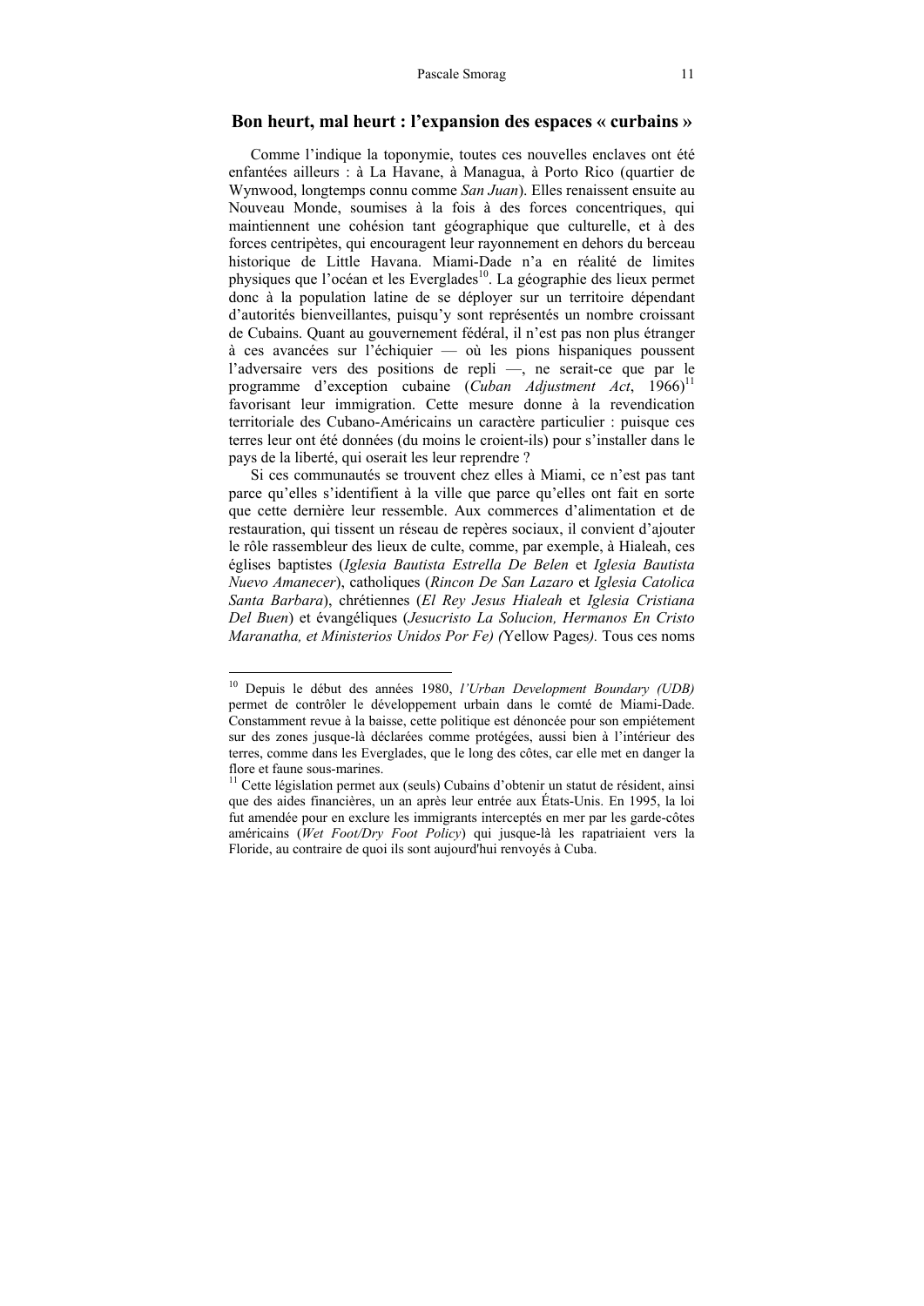## Bon heurt, mal heurt : l'expansion des espaces « curbains »

Comme l'indique la toponymie, toutes ces nouvelles enclaves ont été enfantées ailleurs : à La Havane, à Managua, à Porto Rico (quartier de Wynwood, longtemps connu comme *San Juan*). Elles renaissent ensuite au Nouveau Monde, soumises à la fois à des forces concentriques, qui maintiennent une cohésion tant géographique que culturelle, et à des forces centripètes, qui encouragent leur rayonnement en dehors du berceau historique de Little Havana. Miami-Dade n'a en réalité de limites physiques que l'océan et les Everglades[10]. La géographie des lieux permet donc à la population latine de se déployer sur un territoire dépendant d'autorités bienveillantes, puisqu'y sont représentés un nombre croissant de Cubains. Quant au gouvernement fédéral, il n'est pas non plus étranger à ces avancées sur l'échiquier — où les pions hispaniques poussent l'adversaire vers des positions de repli —, ne serait-ce que par le programme d'exception cubaine (*Cuban Adjustment Act*, 1966)[11] favorisant leur immigration. Cette mesure donne à la revendication territoriale des Cubano-Américains un caractère particulier : puisque ces terres leur ont été données (du moins le croient-ils) pour s'installer dans le pays de la liberté, qui oserait les leur reprendre ?

Si ces communautés se trouvent chez elles à Miami, ce n'est pas tant parce qu'elles s'identifient à la ville que parce qu'elles ont fait en sorte que cette dernière leur ressemble. Aux commerces d'alimentation et de restauration, qui tissent un réseau de repères sociaux, il convient d'ajouter le rôle rassembleur des lieux de culte, comme, par exemple, à Hialeah, ces églises baptistes (*Iglesia Bautista Estrella De Belen* et *Iglesia Bautista Nuevo Amanecer*), catholiques (*Rincon De San Lazaro* et *Iglesia Catolica Santa Barbara*), chrétiennes (*El Rey Jesus Hialeah* et *Iglesia Cristiana Del Buen*) et évangéliques (*Jesucristo La Solucion, Hermanos En Cristo Maranatha, et Ministerios Unidos Por Fe) (*Yellow Pages*).* Tous ces noms

---

[10] Depuis le début des années 1980, *l'Urban Development Boundary (UDB)* permet de contrôler le développement urbain dans le comté de Miami-Dade. Constamment revue à la baisse, cette politique est dénoncée pour son empiétement sur des zones jusque-là déclarées comme protégées, aussi bien à l'intérieur des terres, comme dans les Everglades, que le long des côtes, car elle met en danger la flore et faune sous-marines.

[11] Cette législation permet aux (seuls) Cubains d'obtenir un statut de résident, ainsi que des aides financières, un an après leur entrée aux États-Unis. En 1995, la loi fut amendée pour en exclure les immigrants interceptés en mer par les garde-côtes américains (*Wet Foot/Dry Foot Policy*) qui jusque-là les rapatriaient vers la Floride, au contraire de quoi ils sont aujourd'hui renvoyés à Cuba.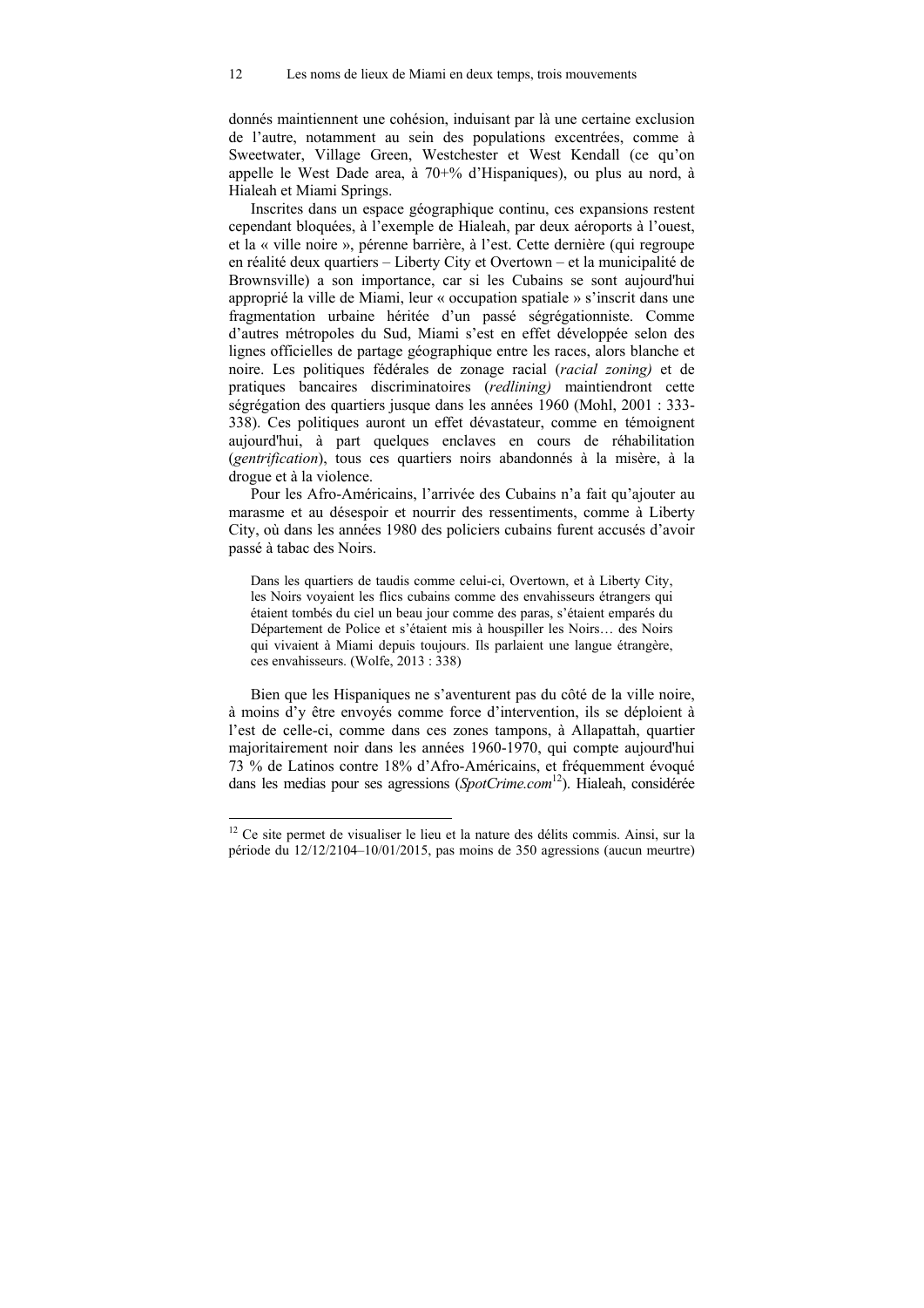donnés maintiennent une cohésion, induisant par là une certaine exclusion de l'autre, notamment au sein des populations excentrées, comme à Sweetwater, Village Green, Westchester et West Kendall (ce qu'on appelle le West Dade area, à 70+% d'Hispaniques), ou plus au nord, à Hialeah et Miami Springs.

Inscrites dans un espace géographique continu, ces expansions restent cependant bloquées, à l'exemple de Hialeah, par deux aéroports à l'ouest, et la « ville noire », pérenne barrière, à l'est. Cette dernière (qui regroupe en réalité deux quartiers – Liberty City et Overtown – et la municipalité de Brownsville) a son importance, car si les Cubains se sont aujourd'hui approprié la ville de Miami, leur « occupation spatiale » s'inscrit dans une fragmentation urbaine héritée d'un passé ségrégationniste. Comme d'autres métropoles du Sud, Miami s'est en effet développée selon des lignes officielles de partage géographique entre les races, alors blanche et noire. Les politiques fédérales de zonage racial (*racial zoning)* et de pratiques bancaires discriminatoires (*redlining)* maintiendront cette ségrégation des quartiers jusque dans les années 1960 (Mohl, 2001 : 333-338). Ces politiques auront un effet dévastateur, comme en témoignent aujourd'hui, à part quelques enclaves en cours de réhabilitation (*gentrification*), tous ces quartiers noirs abandonnés à la misère, à la drogue et à la violence.

Pour les Afro-Américains, l'arrivée des Cubains n'a fait qu'ajouter au marasme et au désespoir et nourrir des ressentiments, comme à Liberty City, où dans les années 1980 des policiers cubains furent accusés d'avoir passé à tabac des Noirs.

> Dans les quartiers de taudis comme celui-ci, Overtown, et à Liberty City, les Noirs voyaient les flics cubains comme des envahisseurs étrangers qui étaient tombés du ciel un beau jour comme des paras, s'étaient emparés du Département de Police et s'étaient mis à houspiller les Noirs… des Noirs qui vivaient à Miami depuis toujours. Ils parlaient une langue étrangère, ces envahisseurs. (Wolfe, 2013 : 338)

Bien que les Hispaniques ne s'aventurent pas du côté de la ville noire, à moins d'y être envoyés comme force d'intervention, ils se déploient à l'est de celle-ci, comme dans ces zones tampons, à Allapattah, quartier majoritairement noir dans les années 1960-1970, qui compte aujourd'hui 73 % de Latinos contre 18% d'Afro-Américains, et fréquemment évoqué dans les medias pour ses agressions (*SpotCrime.com*[12]). Hialeah, considérée

[12] Ce site permet de visualiser le lieu et la nature des délits commis. Ainsi, sur la période du 12/12/2104–10/01/2015, pas moins de 350 agressions (aucun meurtre)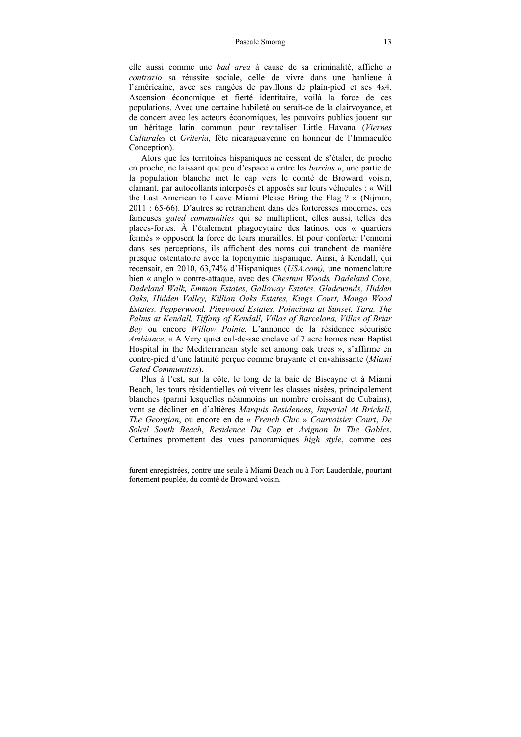elle aussi comme une *bad area* à cause de sa criminalité, affiche *a contrario* sa réussite sociale, celle de vivre dans une banlieue à l'américaine, avec ses rangées de pavillons de plain-pied et ses 4x4. Ascension économique et fierté identitaire, voilà la force de ces populations. Avec une certaine habileté ou serait-ce de la clairvoyance, et de concert avec les acteurs économiques, les pouvoirs publics jouent sur un héritage latin commun pour revitaliser Little Havana (*Viernes Culturales* et *Griteria,* fête nicaraguayenne en honneur de l'Immaculée Conception).

Alors que les territoires hispaniques ne cessent de s'étaler, de proche en proche, ne laissant que peu d'espace « entre les *barrios* », une partie de la population blanche met le cap vers le comté de Broward voisin, clamant, par autocollants interposés et apposés sur leurs véhicules : « Will the Last American to Leave Miami Please Bring the Flag ? » (Nijman, 2011 : 65-66). D'autres se retranchent dans des forteresses modernes, ces fameuses *gated communities* qui se multiplient, elles aussi, telles des places-fortes. À l'étalement phagocytaire des latinos, ces « quartiers fermés » opposent la force de leurs murailles. Et pour conforter l'ennemi dans ses perceptions, ils affichent des noms qui tranchent de manière presque ostentatoire avec la toponymie hispanique. Ainsi, à Kendall, qui recensait, en 2010, 63,74% d'Hispaniques (*USA.com),* une nomenclature bien « anglo » contre-attaque, avec des *Chestnut Woods, Dadeland Cove, Dadeland Walk, Emman Estates, Galloway Estates, Gladewinds, Hidden Oaks, Hidden Valley, Killian Oaks Estates, Kings Court, Mango Wood Estates, Pepperwood, Pinewood Estates, Poinciana at Sunset, Tara, The Palms at Kendall, Tiffany of Kendall, Villas of Barcelona, Villas of Briar Bay* ou encore *Willow Pointe.* L'annonce de la résidence sécurisée *Ambiance*, « A Very quiet cul-de-sac enclave of 7 acre homes near Baptist Hospital in the Mediterranean style set among oak trees », s'affirme en contre-pied d'une latinité perçue comme bruyante et envahissante (*Miami Gated Communities*).

Plus à l'est, sur la côte, le long de la baie de Biscayne et à Miami Beach, les tours résidentielles où vivent les classes aisées, principalement blanches (parmi lesquelles néanmoins un nombre croissant de Cubains), vont se décliner en d'altières *Marquis Residences*, *Imperial At Brickell*, *The Georgian*, ou encore en de « *French Chic* » *Courvoisier Court*, *De Soleil South Beach*, *Residence Du Cap* et *Avignon In The Gables*. Certaines promettent des vues panoramiques *high style*, comme ces

---

furent enregistrées, contre une seule à Miami Beach ou à Fort Lauderdale, pourtant fortement peuplée, du comté de Broward voisin.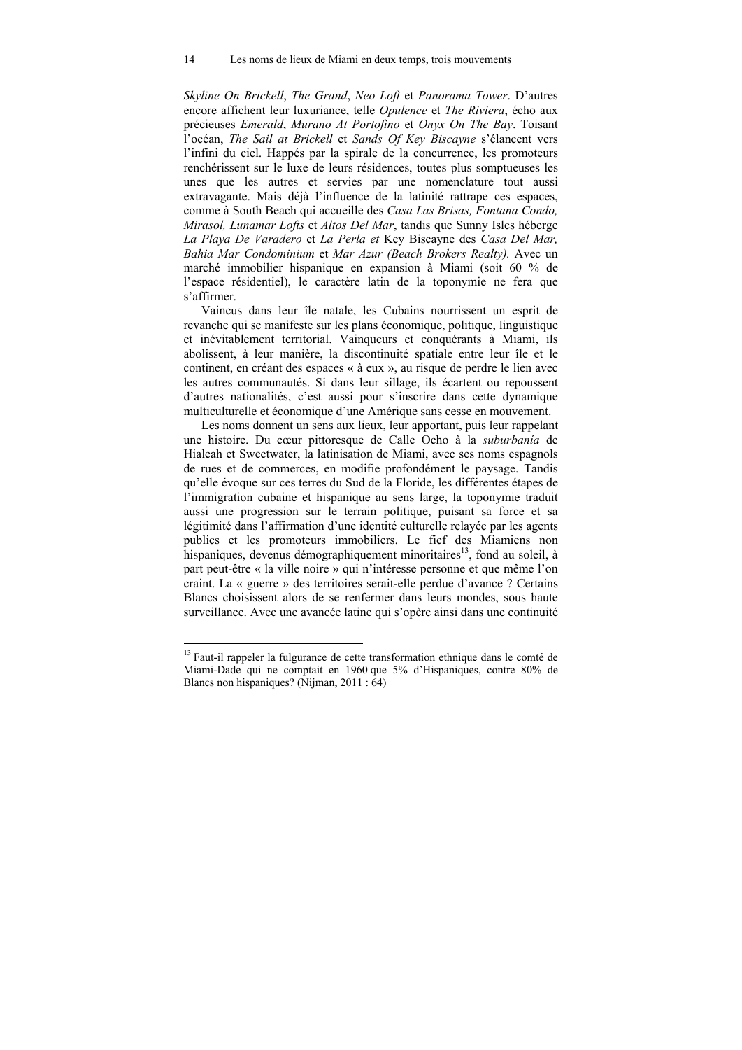*Skyline On Brickell*, *The Grand*, *Neo Loft* et *Panorama Tower*. D'autres encore affichent leur luxuriance, telle *Opulence* et *The Riviera*, écho aux précieuses *Emerald*, *Murano At Portofino* et *Onyx On The Bay*. Toisant l'océan, *The Sail at Brickell* et *Sands Of Key Biscayne* s'élancent vers l'infini du ciel. Happés par la spirale de la concurrence, les promoteurs renchérissent sur le luxe de leurs résidences, toutes plus somptueuses les unes que les autres et servies par une nomenclature tout aussi extravagante. Mais déjà l'influence de la latinité rattrape ces espaces, comme à South Beach qui accueille des *Casa Las Brisas, Fontana Condo, Mirasol, Lunamar Lofts* et *Altos Del Mar*, tandis que Sunny Isles héberge *La Playa De Varadero* et *La Perla et* Key Biscayne des *Casa Del Mar, Bahia Mar Condominium* et *Mar Azur (Beach Brokers Realty).* Avec un marché immobilier hispanique en expansion à Miami (soit 60 % de l'espace résidentiel), le caractère latin de la toponymie ne fera que s'affirmer.

Vaincus dans leur île natale, les Cubains nourrissent un esprit de revanche qui se manifeste sur les plans économique, politique, linguistique et inévitablement territorial. Vainqueurs et conquérants à Miami, ils abolissent, à leur manière, la discontinuité spatiale entre leur île et le continent, en créant des espaces « à eux », au risque de perdre le lien avec les autres communautés. Si dans leur sillage, ils écartent ou repoussent d'autres nationalités, c'est aussi pour s'inscrire dans cette dynamique multiculturelle et économique d'une Amérique sans cesse en mouvement.

Les noms donnent un sens aux lieux, leur apportant, puis leur rappelant une histoire. Du cœur pittoresque de Calle Ocho à la *suburbanía* de Hialeah et Sweetwater, la latinisation de Miami, avec ses noms espagnols de rues et de commerces, en modifie profondément le paysage. Tandis qu'elle évoque sur ces terres du Sud de la Floride, les différentes étapes de l'immigration cubaine et hispanique au sens large, la toponymie traduit aussi une progression sur le terrain politique, puisant sa force et sa légitimité dans l'affirmation d'une identité culturelle relayée par les agents publics et les promoteurs immobiliers. Le fief des Miamiens non hispaniques, devenus démographiquement minoritaires[13], fond au soleil, à part peut-être « la ville noire » qui n'intéresse personne et que même l'on craint. La « guerre » des territoires serait-elle perdue d'avance ? Certains Blancs choisissent alors de se renfermer dans leurs mondes, sous haute surveillance. Avec une avancée latine qui s'opère ainsi dans une continuité

[13] Faut-il rappeler la fulgurance de cette transformation ethnique dans le comté de Miami-Dade qui ne comptait en 1960 que 5% d'Hispaniques, contre 80% de Blancs non hispaniques? (Nijman, 2011 : 64)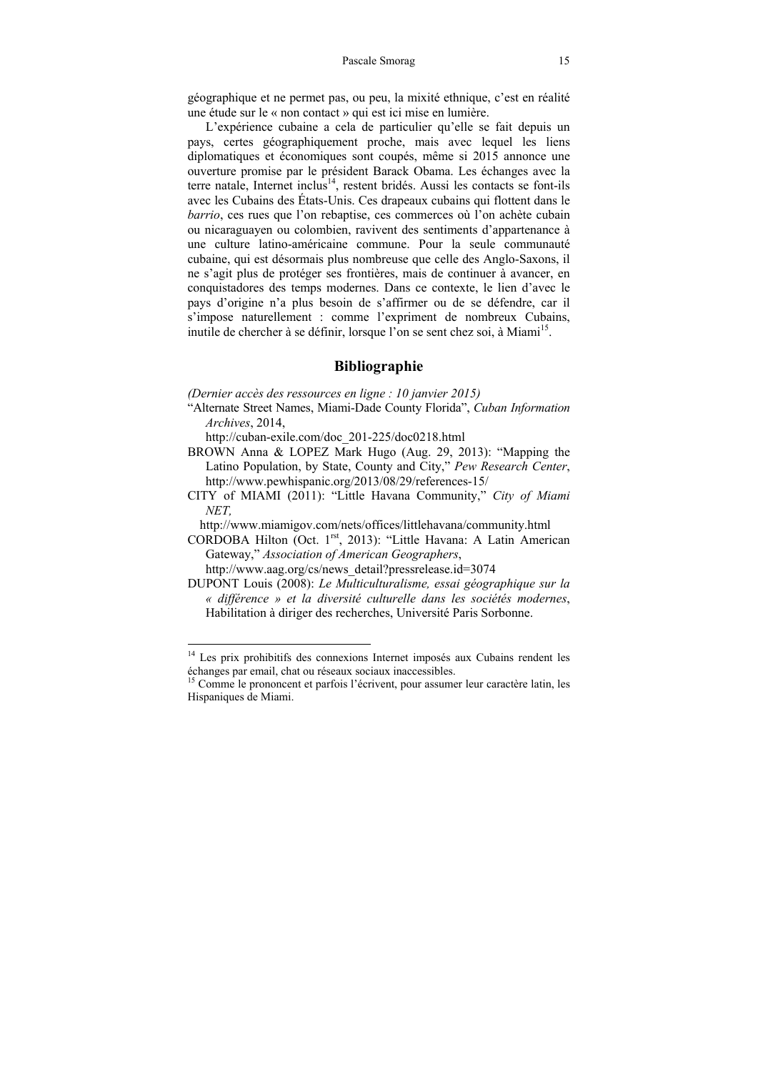géographique et ne permet pas, ou peu, la mixité ethnique, c'est en réalité une étude sur le « non contact » qui est ici mise en lumière.

L'expérience cubaine a cela de particulier qu'elle se fait depuis un pays, certes géographiquement proche, mais avec lequel les liens diplomatiques et économiques sont coupés, même si 2015 annonce une ouverture promise par le président Barack Obama. Les échanges avec la terre natale, Internet inclus[14], restent bridés. Aussi les contacts se font-ils avec les Cubains des États-Unis. Ces drapeaux cubains qui flottent dans le *barrio*, ces rues que l'on rebaptise, ces commerces où l'on achète cubain ou nicaraguayen ou colombien, ravivent des sentiments d'appartenance à une culture latino-américaine commune. Pour la seule communauté cubaine, qui est désormais plus nombreuse que celle des Anglo-Saxons, il ne s'agit plus de protéger ses frontières, mais de continuer à avancer, en conquistadores des temps modernes. Dans ce contexte, le lien d'avec le pays d'origine n'a plus besoin de s'affirmer ou de se défendre, car il s'impose naturellement : comme l'expriment de nombreux Cubains, inutile de chercher à se définir, lorsque l'on se sent chez soi, à Miami[15].

## Bibliographie

*(Dernier accès des ressources en ligne : 10 janvier 2015)*

"Alternate Street Names, Miami-Dade County Florida", *Cuban Information Archives*, 2014,
http://cuban-exile.com/doc_201-225/doc0218.html

BROWN Anna & LOPEZ Mark Hugo (Aug. 29, 2013): "Mapping the Latino Population, by State, County and City," *Pew Research Center*, http://www.pewhispanic.org/2013/08/29/references-15/

CITY of MIAMI (2011): "Little Havana Community," *City of Miami NET,*
http://www.miamigov.com/nets/offices/littlehavana/community.html

CORDOBA Hilton (Oct. 1rst, 2013): "Little Havana: A Latin American Gateway," *Association of American Geographers*,
http://www.aag.org/cs/news_detail?pressrelease.id=3074

DUPONT Louis (2008): *Le Multiculturalisme, essai géographique sur la « différence » et la diversité culturelle dans les sociétés modernes*, Habilitation à diriger des recherches, Université Paris Sorbonne.

---

[14] Les prix prohibitifs des connexions Internet imposés aux Cubains rendent les échanges par email, chat ou réseaux sociaux inaccessibles.

[15] Comme le prononcent et parfois l'écrivent, pour assumer leur caractère latin, les Hispaniques de Miami.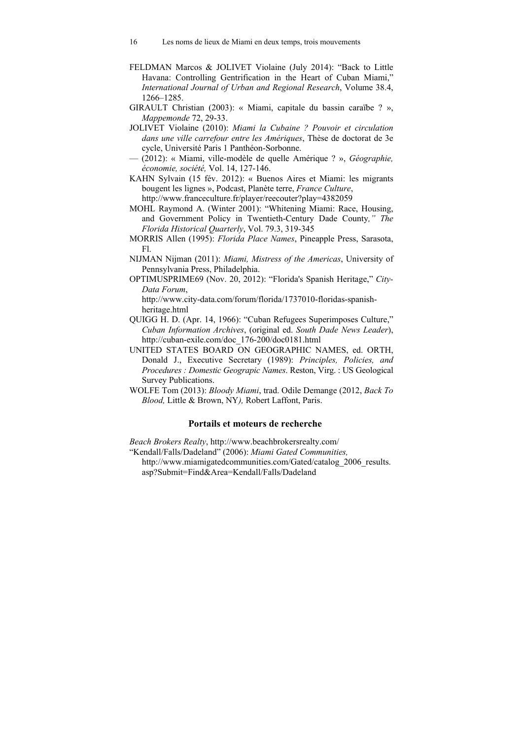FELDMAN Marcos & JOLIVET Violaine (July 2014): “Back to Little Havana: Controlling Gentrification in the Heart of Cuban Miami,” *International Journal of Urban and Regional Research*, Volume 38.4, 1266–1285.

GIRAULT Christian (2003): « Miami, capitale du bassin caraïbe ? », *Mappemonde* 72, 29-33.

JOLIVET Violaine (2010): *Miami la Cubaine ? Pouvoir et circulation dans une ville carrefour entre les Amériques*, Thèse de doctorat de 3e cycle, Université Paris 1 Panthéon-Sorbonne.

— (2012): « Miami, ville-modèle de quelle Amérique ? », *Géographie, économie, société,* Vol. 14, 127-146.

KAHN Sylvain (15 fév. 2012): « Buenos Aires et Miami: les migrants bougent les lignes », Podcast, Planète terre, *France Culture*, http://www.franceculture.fr/player/reecouter?play=4382059

MOHL Raymond A. (Winter 2001): “Whitening Miami: Race, Housing, and Government Policy in Twentieth-Century Dade County*,” The Florida Historical Quarterly*, Vol. 79.3, 319-345

MORRIS Allen (1995): *Florida Place Names*, Pineapple Press, Sarasota, Fl.

NIJMAN Nijman (2011): *Miami, Mistress of the Americas*, University of Pennsylvania Press, Philadelphia.

OPTIMUSPRIME69 (Nov. 20, 2012): “Florida's Spanish Heritage,” *City-Data Forum*, http://www.city-data.com/forum/florida/1737010-floridas-spanish-heritage.html

QUIGG H. D. (Apr. 14, 1966): “Cuban Refugees Superimposes Culture,” *Cuban Information Archives*, (original ed. *South Dade News Leader*), http://cuban-exile.com/doc_176-200/doc0181.html

UNITED STATES BOARD ON GEOGRAPHIC NAMES, ed. ORTH, Donald J., Executive Secretary (1989): *Principles, Policies, and Procedures : Domestic Geograpic Names*. Reston, Virg. : US Geological Survey Publications.

WOLFE Tom (2013): *Bloody Miami*, trad. Odile Demange (2012, *Back To Blood,* Little & Brown, NY*),* Robert Laffont, Paris.

## Portails et moteurs de recherche

*Beach Brokers Realty*, http://www.beachbrokersrealty.com/

“Kendall/Falls/Dadeland” (2006): *Miami Gated Communities,* http://www.miamigatedcommunities.com/Gated/catalog_2006_results.asp?Submit=Find&Area=Kendall/Falls/Dadeland